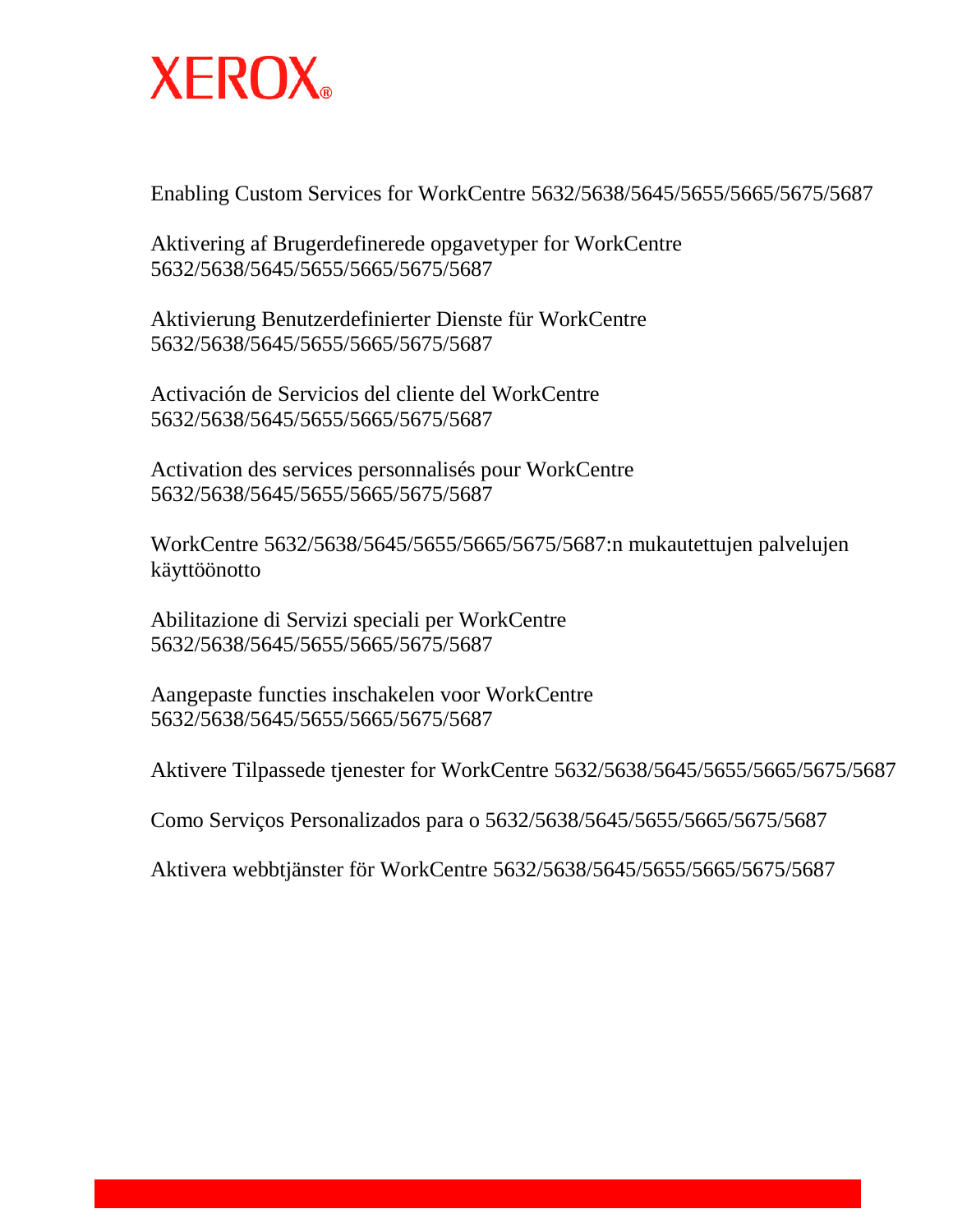XEROX®

Enabling Custom Services for WorkCentre 5632/5638/5645/5655/5665/5675/5687

Aktivering af Brugerdefinerede opgavetyper for WorkCentre 5632/5638/5645/5655/5665/5675/5687

Aktivierung Benutzerdefinierter Dienste für WorkCentre 5632/5638/5645/5655/5665/5675/5687

Activación de Servicios del cliente del WorkCentre 5632/5638/5645/5655/5665/5675/5687

Activation des services personnalisés pour WorkCentre 5632/5638/5645/5655/5665/5675/5687

WorkCentre 5632/5638/5645/5655/5665/5675/5687:n mukautettujen palvelujen käyttöönotto

Abilitazione di Servizi speciali per WorkCentre 5632/5638/5645/5655/5665/5675/5687

Aangepaste functies inschakelen voor WorkCentre 5632/5638/5645/5655/5665/5675/5687

Aktivere Tilpassede tjenester for WorkCentre 5632/5638/5645/5655/5665/5675/5687

Como Serviços Personalizados para o 5632/5638/5645/5655/5665/5675/5687

Aktivera webbtjänster för WorkCentre 5632/5638/5645/5655/5665/5675/5687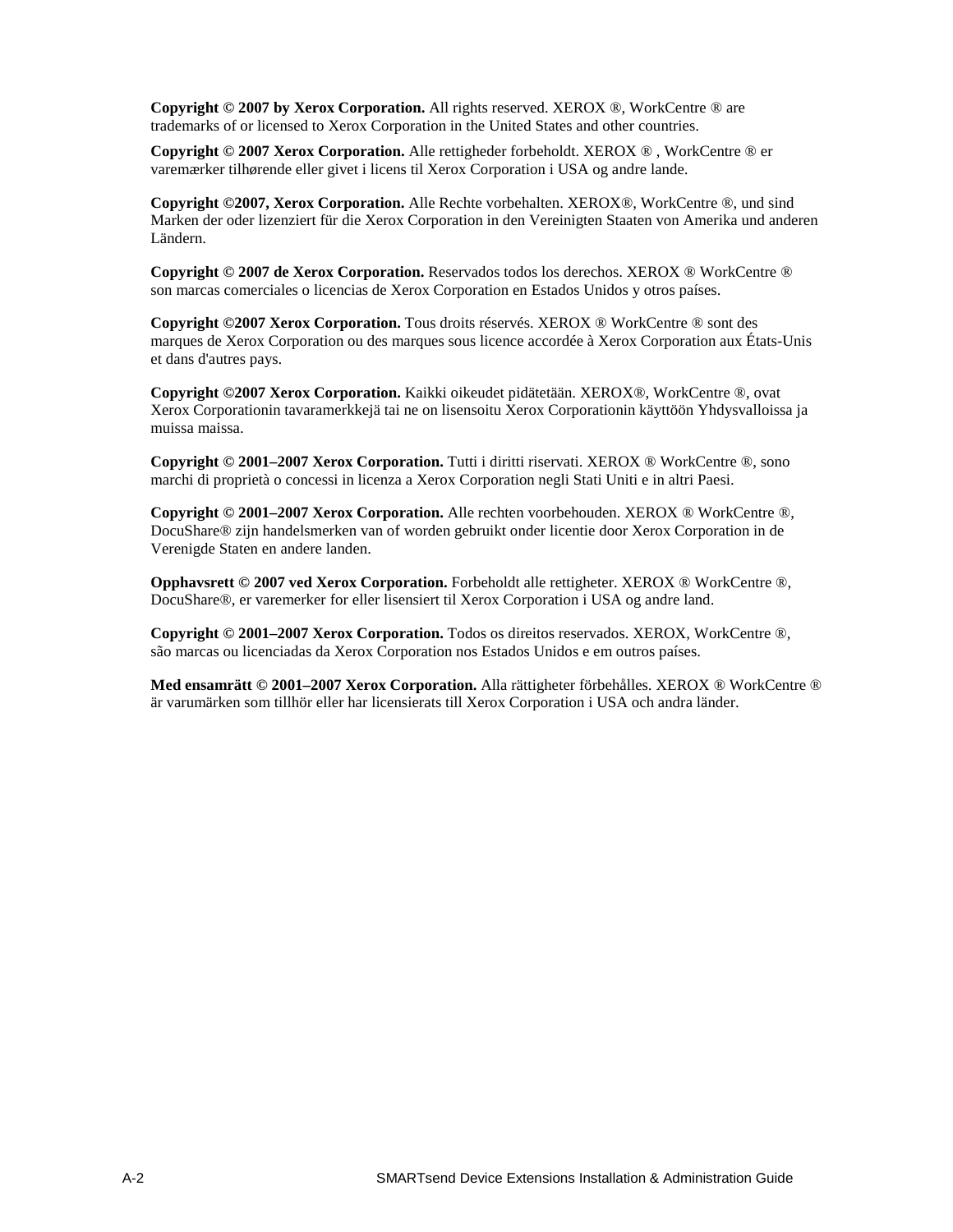**Copyright © 2007 by Xerox Corporation.** All rights reserved. XEROX ®, WorkCentre ® are trademarks of or licensed to Xerox Corporation in the United States and other countries.

**Copyright © 2007 Xerox Corporation.** Alle rettigheder forbeholdt. XEROX ® , WorkCentre ® er varemærker tilhørende eller givet i licens til Xerox Corporation i USA og andre lande.

**Copyright ©2007, Xerox Corporation.** Alle Rechte vorbehalten. XEROX®, WorkCentre ®, und sind Marken der oder lizenziert für die Xerox Corporation in den Vereinigten Staaten von Amerika und anderen Ländern.

**Copyright © 2007 de Xerox Corporation.** Reservados todos los derechos. XEROX ® WorkCentre ® son marcas comerciales o licencias de Xerox Corporation en Estados Unidos y otros países.

**Copyright ©2007 Xerox Corporation.** Tous droits réservés. XEROX ® WorkCentre ® sont des marques de Xerox Corporation ou des marques sous licence accordée à Xerox Corporation aux États-Unis et dans d'autres pays.

**Copyright ©2007 Xerox Corporation.** Kaikki oikeudet pidätetään. XEROX®, WorkCentre ®, ovat Xerox Corporationin tavaramerkkejä tai ne on lisensoitu Xerox Corporationin käyttöön Yhdysvalloissa ja muissa maissa.

**Copyright © 2001–2007 Xerox Corporation.** Tutti i diritti riservati. XEROX ® WorkCentre ®, sono marchi di proprietà o concessi in licenza a Xerox Corporation negli Stati Uniti e in altri Paesi.

**Copyright © 2001–2007 Xerox Corporation.** Alle rechten voorbehouden. XEROX ® WorkCentre ®, DocuShare® zijn handelsmerken van of worden gebruikt onder licentie door Xerox Corporation in de Verenigde Staten en andere landen.

**Opphavsrett © 2007 ved Xerox Corporation.** Forbeholdt alle rettigheter. XEROX ® WorkCentre ®, DocuShare®, er varemerker for eller lisensiert til Xerox Corporation i USA og andre land.

**Copyright © 2001–2007 Xerox Corporation.** Todos os direitos reservados. XEROX, WorkCentre ®, são marcas ou licenciadas da Xerox Corporation nos Estados Unidos e em outros países.

**Med ensamrätt © 2001–2007 Xerox Corporation.** Alla rättigheter förbehålles. XEROX ® WorkCentre ® är varumärken som tillhör eller har licensierats till Xerox Corporation i USA och andra länder.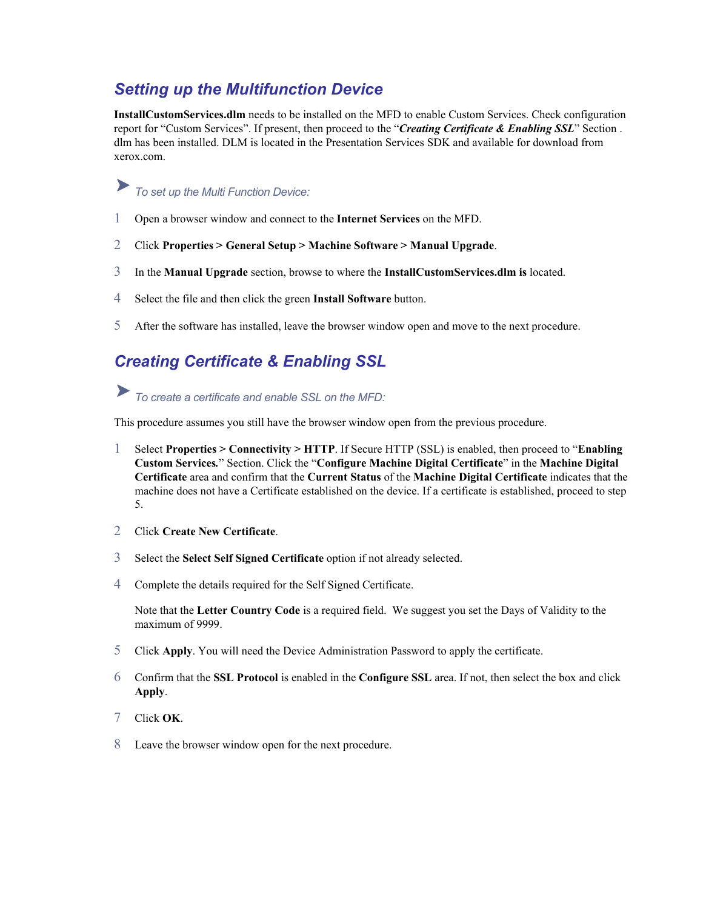## Setting up the Multifunction Device

**InstallCustomServices.dlm** needs to be installed on the MFD to enable Custom Services. Check configuration report for "Custom Services". If present, then proceed to the "***Creating Certificate & Enabling SSL***" Section . dlm has been installed. DLM is located in the Presentation Services SDK and available for download from xerox.com.

➤ *To set up the Multi Function Device:*

1. Open a browser window and connect to the **Internet Services** on the MFD.
2. Click **Properties > General Setup > Machine Software > Manual Upgrade**.
3. In the **Manual Upgrade** section, browse to where the **InstallCustomServices.dlm is** located.
4. Select the file and then click the green **Install Software** button.
5. After the software has installed, leave the browser window open and move to the next procedure.

## Creating Certificate & Enabling SSL

➤ *To create a certificate and enable SSL on the MFD:*

This procedure assumes you still have the browser window open from the previous procedure.

1. Select **Properties > Connectivity > HTTP**. If Secure HTTP (SSL) is enabled, then proceed to "**Enabling Custom Services.**" Section. Click the "**Configure Machine Digital Certificate**" in the **Machine Digital Certificate** area and confirm that the **Current Status** of the **Machine Digital Certificate** indicates that the machine does not have a Certificate established on the device. If a certificate is established, proceed to step 5.
2. Click **Create New Certificate**.
3. Select the **Select Self Signed Certificate** option if not already selected.
4. Complete the details required for the Self Signed Certificate.

   Note that the **Letter Country Code** is a required field. We suggest you set the Days of Validity to the maximum of 9999.
5. Click **Apply**. You will need the Device Administration Password to apply the certificate.
6. Confirm that the **SSL Protocol** is enabled in the **Configure SSL** area. If not, then select the box and click **Apply**.
7. Click **OK**.
8. Leave the browser window open for the next procedure.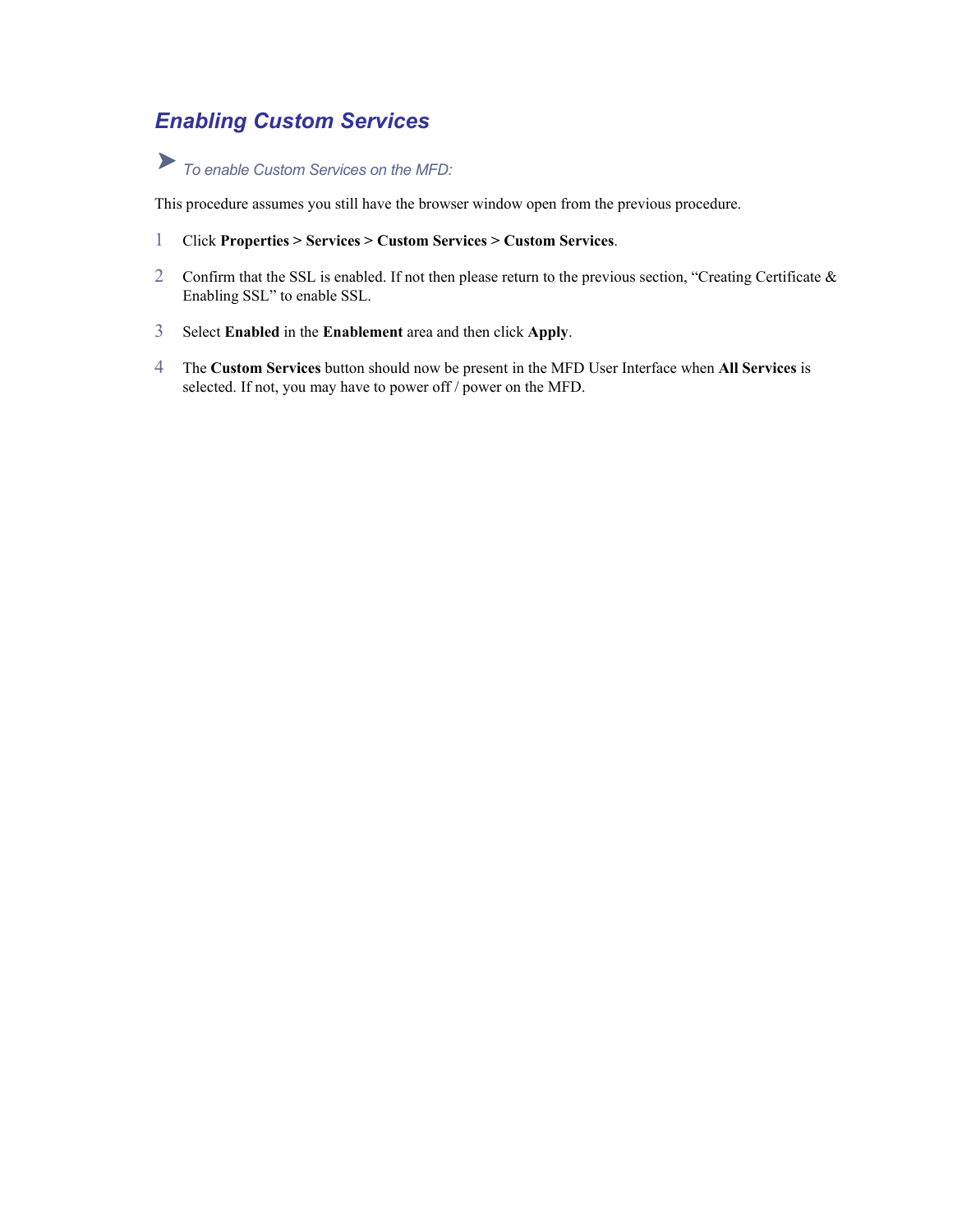## *Enabling Custom Services*

➤ *To enable Custom Services on the MFD:*

This procedure assumes you still have the browser window open from the previous procedure.

1. Click **Properties > Services > Custom Services > Custom Services**.
2. Confirm that the SSL is enabled. If not then please return to the previous section, "Creating Certificate & Enabling SSL" to enable SSL.
3. Select **Enabled** in the **Enablement** area and then click **Apply**.
4. The **Custom Services** button should now be present in the MFD User Interface when **All Services** is selected. If not, you may have to power off / power on the MFD.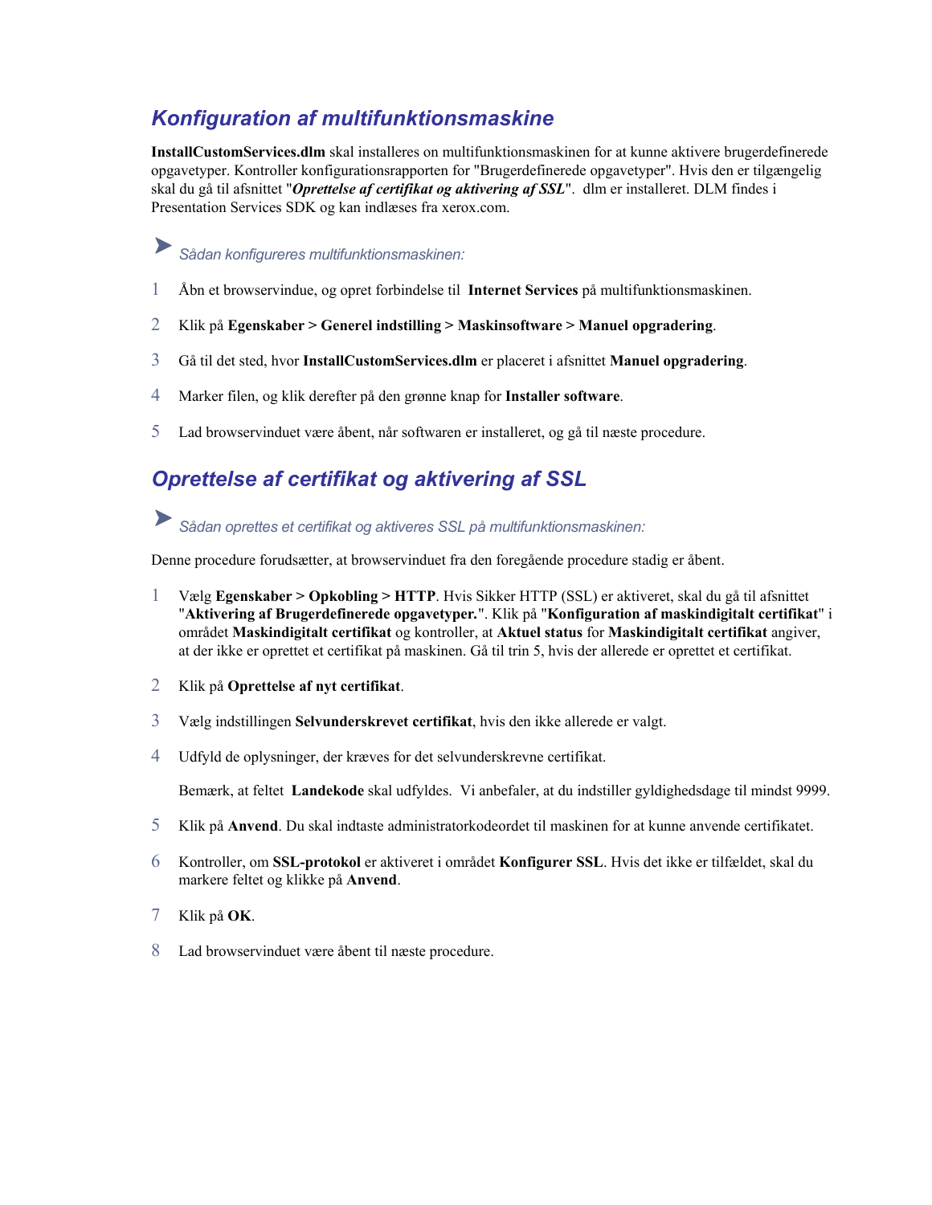## Konfiguration af multifunktionsmaskine

**InstallCustomServices.dlm** skal installeres on multifunktionsmaskinen for at kunne aktivere brugerdefinerede opgavetyper. Kontroller konfigurationsrapporten for "Brugerdefinerede opgavetyper". Hvis den er tilgængelig skal du gå til afsnittet "***Oprettelse af certifikat og aktivering af SSL***".  dlm er installeret. DLM findes i Presentation Services SDK og kan indlæses fra xerox.com.

➤ *Sådan konfigureres multifunktionsmaskinen:*

1. Åbn et browservindue, og opret forbindelse til **Internet Services** på multifunktionsmaskinen.
2. Klik på **Egenskaber > Generel indstilling > Maskinsoftware > Manuel opgradering**.
3. Gå til det sted, hvor **InstallCustomServices.dlm** er placeret i afsnittet **Manuel opgradering**.
4. Marker filen, og klik derefter på den grønne knap for **Installer software**.
5. Lad browservinduet være åbent, når softwaren er installeret, og gå til næste procedure.

## Oprettelse af certifikat og aktivering af SSL

➤ *Sådan oprettes et certifikat og aktiveres SSL på multifunktionsmaskinen:*

Denne procedure forudsætter, at browservinduet fra den foregående procedure stadig er åbent.

1. Vælg **Egenskaber > Opkobling > HTTP**. Hvis Sikker HTTP (SSL) er aktiveret, skal du gå til afsnittet "**Aktivering af Brugerdefinerede opgavetyper.**". Klik på "**Konfiguration af maskindigitalt certifikat**" i området **Maskindigitalt certifikat** og kontroller, at **Aktuel status** for **Maskindigitalt certifikat** angiver, at der ikke er oprettet et certifikat på maskinen. Gå til trin 5, hvis der allerede er oprettet et certifikat.
2. Klik på **Oprettelse af nyt certifikat**.
3. Vælg indstillingen **Selvunderskrevet certifikat**, hvis den ikke allerede er valgt.
4. Udfyld de oplysninger, der kræves for det selvunderskrevne certifikat.

   Bemærk, at feltet **Landekode** skal udfyldes. Vi anbefaler, at du indstiller gyldighedsdage til mindst 9999.
5. Klik på **Anvend**. Du skal indtaste administratorkodeordet til maskinen for at kunne anvende certifikatet.
6. Kontroller, om **SSL-protokol** er aktiveret i området **Konfigurer SSL**. Hvis det ikke er tilfældet, skal du markere feltet og klikke på **Anvend**.
7. Klik på **OK**.
8. Lad browservinduet være åbent til næste procedure.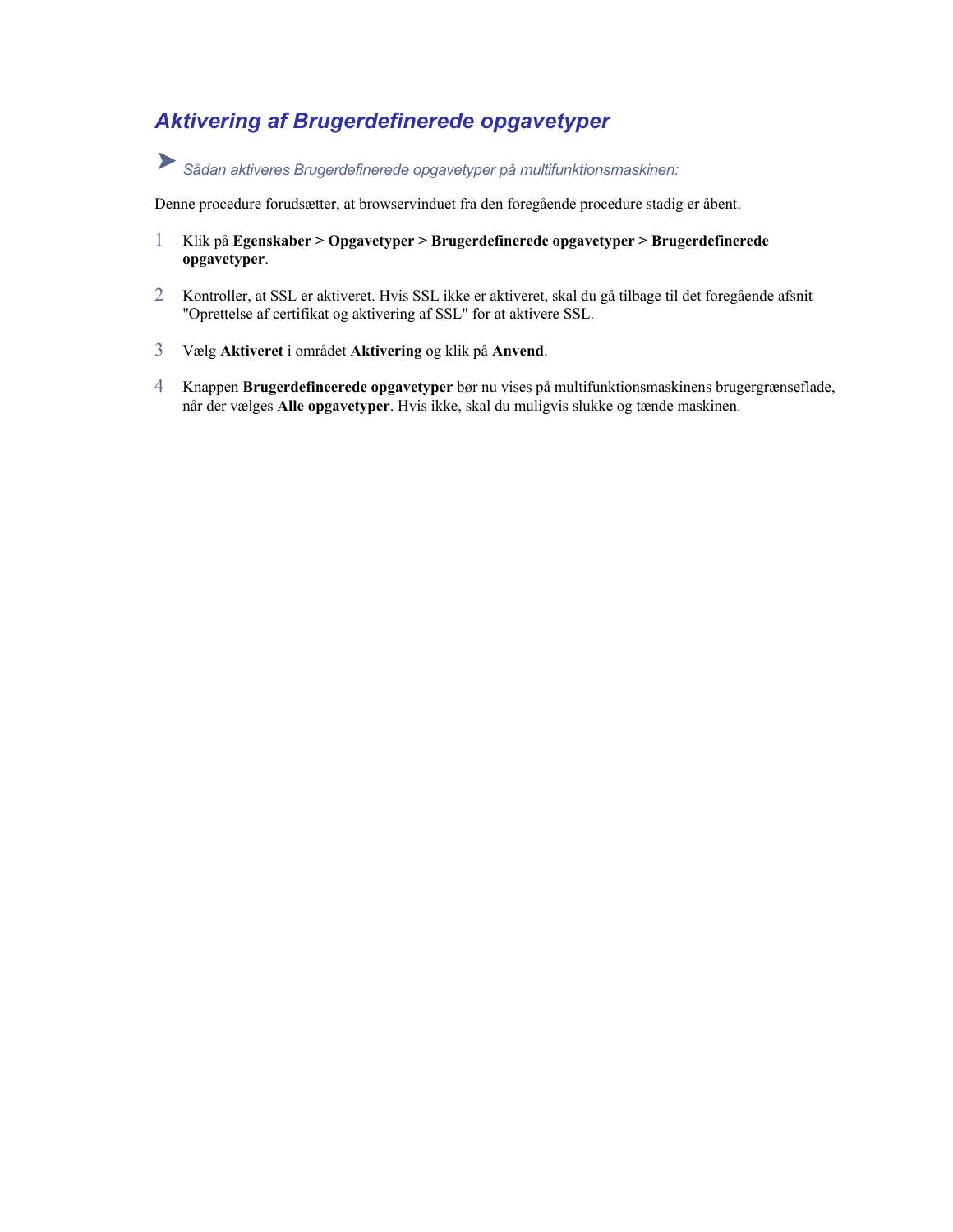## *Aktivering af Brugerdefinerede opgavetyper*

➤ *Sådan aktiveres Brugerdefinerede opgavetyper på multifunktionsmaskinen:*

Denne procedure forudsætter, at browservinduet fra den foregående procedure stadig er åbent.

1. Klik på **Egenskaber > Opgavetyper > Brugerdefinerede opgavetyper > Brugerdefinerede opgavetyper**.

2. Kontroller, at SSL er aktiveret. Hvis SSL ikke er aktiveret, skal du gå tilbage til det foregående afsnit "Oprettelse af certifikat og aktivering af SSL" for at aktivere SSL.

3. Vælg **Aktiveret** i området **Aktivering** og klik på **Anvend**.

4. Knappen **Brugerdefineerede opgavetyper** bør nu vises på multifunktionsmaskinens brugergrænseflade, når der vælges **Alle opgavetyper**. Hvis ikke, skal du muligvis slukke og tænde maskinen.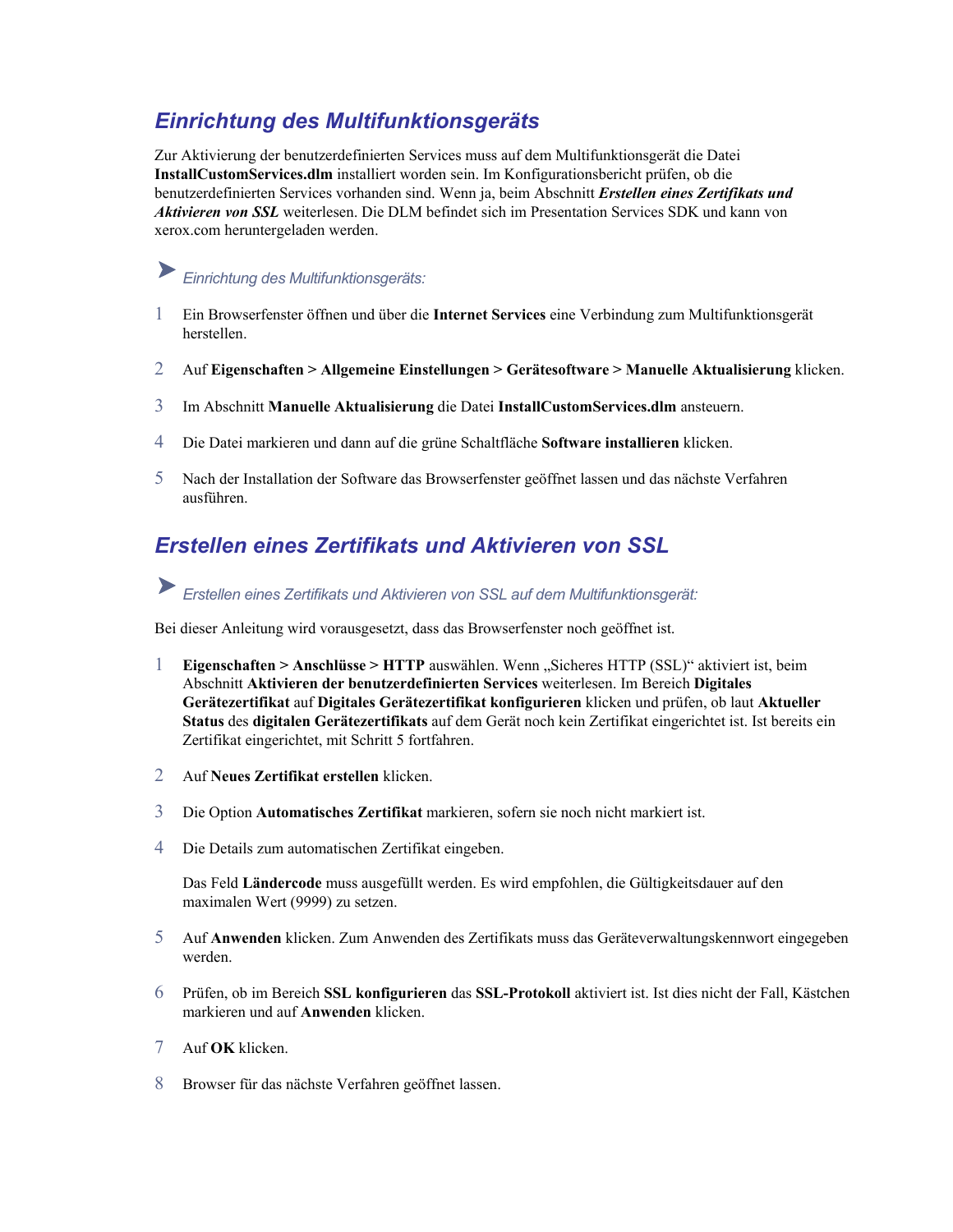## *Einrichtung des Multifunktionsgeräts*

Zur Aktivierung der benutzerdefinierten Services muss auf dem Multifunktionsgerät die Datei **InstallCustomServices.dlm** installiert worden sein. Im Konfigurationsbericht prüfen, ob die benutzerdefinierten Services vorhanden sind. Wenn ja, beim Abschnitt ***Erstellen eines Zertifikats und Aktivieren von SSL*** weiterlesen. Die DLM befindet sich im Presentation Services SDK und kann von xerox.com heruntergeladen werden.

➤ *Einrichtung des Multifunktionsgeräts:*

1. Ein Browserfenster öffnen und über die **Internet Services** eine Verbindung zum Multifunktionsgerät herstellen.
2. Auf **Eigenschaften > Allgemeine Einstellungen > Gerätesoftware > Manuelle Aktualisierung** klicken.
3. Im Abschnitt **Manuelle Aktualisierung** die Datei **InstallCustomServices.dlm** ansteuern.
4. Die Datei markieren und dann auf die grüne Schaltfläche **Software installieren** klicken.
5. Nach der Installation der Software das Browserfenster geöffnet lassen und das nächste Verfahren ausführen.

## *Erstellen eines Zertifikats und Aktivieren von SSL*

➤ *Erstellen eines Zertifikats und Aktivieren von SSL auf dem Multifunktionsgerät:*

Bei dieser Anleitung wird vorausgesetzt, dass das Browserfenster noch geöffnet ist.

1. **Eigenschaften > Anschlüsse > HTTP** auswählen. Wenn „Sicheres HTTP (SSL)“ aktiviert ist, beim Abschnitt **Aktivieren der benutzerdefinierten Services** weiterlesen. Im Bereich **Digitales Gerätezertifikat** auf **Digitales Gerätezertifikat konfigurieren** klicken und prüfen, ob laut **Aktueller Status** des **digitalen Gerätezertifikats** auf dem Gerät noch kein Zertifikat eingerichtet ist. Ist bereits ein Zertifikat eingerichtet, mit Schritt 5 fortfahren.
2. Auf **Neues Zertifikat erstellen** klicken.
3. Die Option **Automatisches Zertifikat** markieren, sofern sie noch nicht markiert ist.
4. Die Details zum automatischen Zertifikat eingeben.

   Das Feld **Ländercode** muss ausgefüllt werden. Es wird empfohlen, die Gültigkeitsdauer auf den maximalen Wert (9999) zu setzen.
5. Auf **Anwenden** klicken. Zum Anwenden des Zertifikats muss das Geräteverwaltungskennwort eingegeben werden.
6. Prüfen, ob im Bereich **SSL konfigurieren** das **SSL-Protokoll** aktiviert ist. Ist dies nicht der Fall, Kästchen markieren und auf **Anwenden** klicken.
7. Auf **OK** klicken.
8. Browser für das nächste Verfahren geöffnet lassen.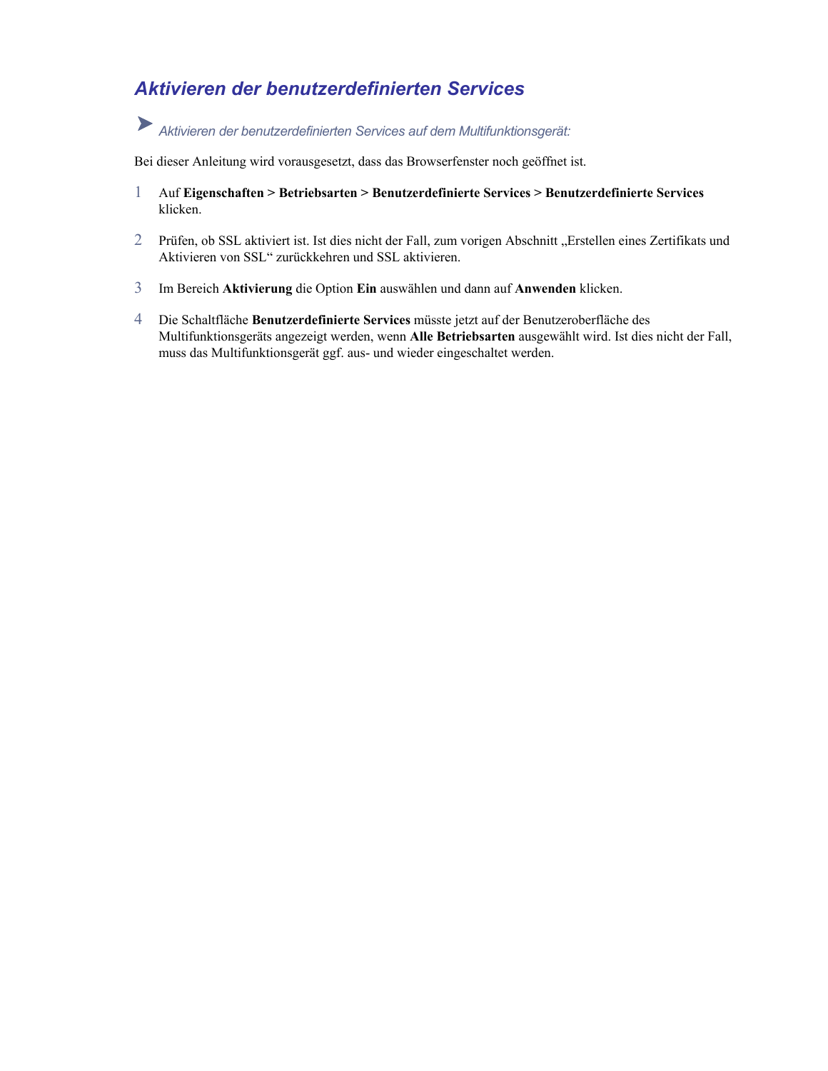## *Aktivieren der benutzerdefinierten Services*

➤ *Aktivieren der benutzerdefinierten Services auf dem Multifunktionsgerät:*

Bei dieser Anleitung wird vorausgesetzt, dass das Browserfenster noch geöffnet ist.

1. Auf **Eigenschaften > Betriebsarten > Benutzerdefinierte Services > Benutzerdefinierte Services** klicken.

2. Prüfen, ob SSL aktiviert ist. Ist dies nicht der Fall, zum vorigen Abschnitt „Erstellen eines Zertifikats und Aktivieren von SSL" zurückkehren und SSL aktivieren.

3. Im Bereich **Aktivierung** die Option **Ein** auswählen und dann auf **Anwenden** klicken.

4. Die Schaltfläche **Benutzerdefinierte Services** müsste jetzt auf der Benutzeroberfläche des Multifunktionsgeräts angezeigt werden, wenn **Alle Betriebsarten** ausgewählt wird. Ist dies nicht der Fall, muss das Multifunktionsgerät ggf. aus- und wieder eingeschaltet werden.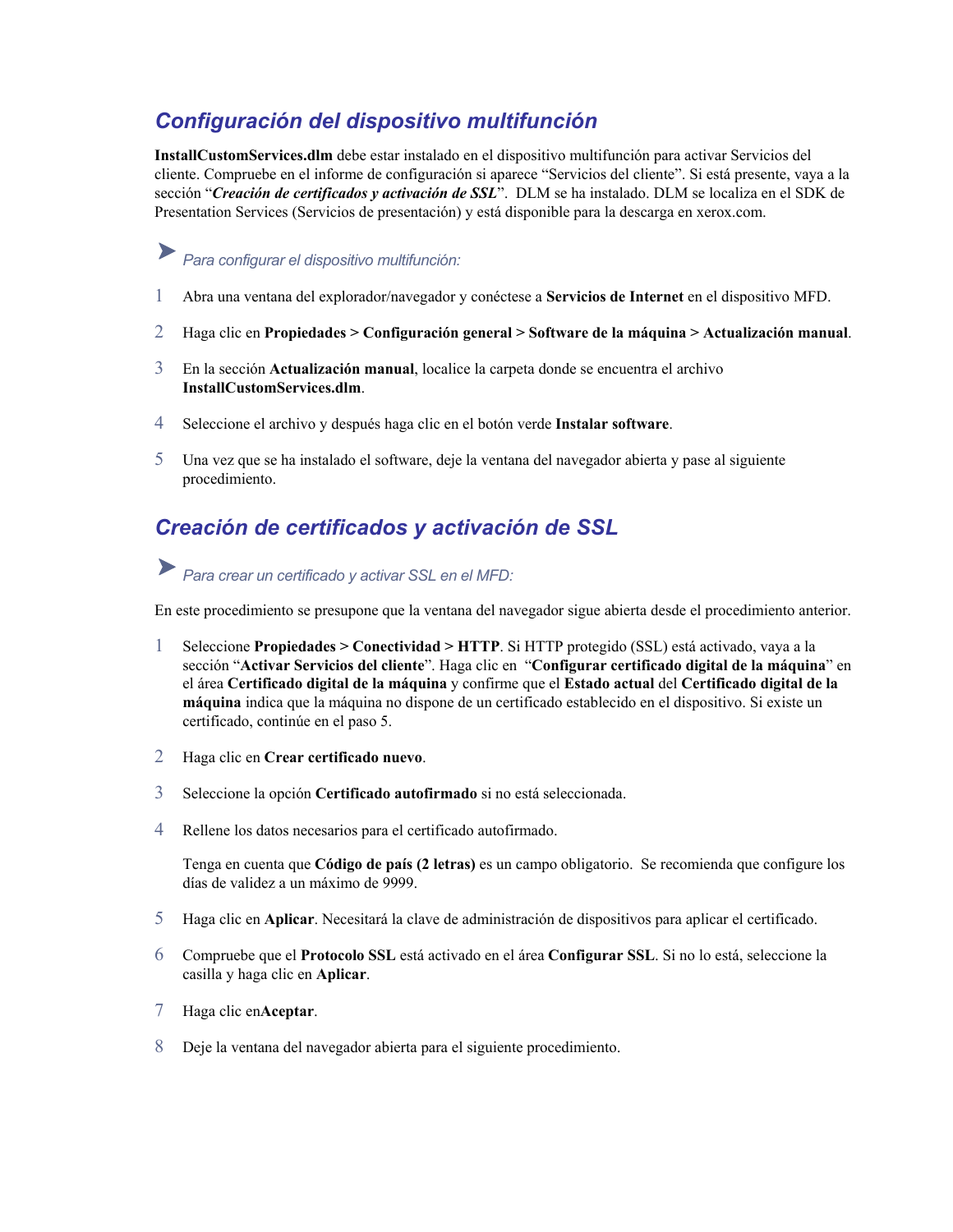## *Configuración del dispositivo multifunción*

**InstallCustomServices.dlm** debe estar instalado en el dispositivo multifunción para activar Servicios del cliente. Compruebe en el informe de configuración si aparece "Servicios del cliente". Si está presente, vaya a la sección "***Creación de certificados y activación de SSL***". DLM se ha instalado. DLM se localiza en el SDK de Presentation Services (Servicios de presentación) y está disponible para la descarga en xerox.com.

➤ *Para configurar el dispositivo multifunción:*

1. Abra una ventana del explorador/navegador y conéctese a **Servicios de Internet** en el dispositivo MFD.
2. Haga clic en **Propiedades > Configuración general > Software de la máquina > Actualización manual**.
3. En la sección **Actualización manual**, localice la carpeta donde se encuentra el archivo **InstallCustomServices.dlm**.
4. Seleccione el archivo y después haga clic en el botón verde **Instalar software**.
5. Una vez que se ha instalado el software, deje la ventana del navegador abierta y pase al siguiente procedimiento.

## *Creación de certificados y activación de SSL*

➤ *Para crear un certificado y activar SSL en el MFD:*

En este procedimiento se presupone que la ventana del navegador sigue abierta desde el procedimiento anterior.

1. Seleccione **Propiedades > Conectividad > HTTP**. Si HTTP protegido (SSL) está activado, vaya a la sección "**Activar Servicios del cliente**". Haga clic en "**Configurar certificado digital de la máquina**" en el área **Certificado digital de la máquina** y confirme que el **Estado actual** del **Certificado digital de la máquina** indica que la máquina no dispone de un certificado establecido en el dispositivo. Si existe un certificado, continúe en el paso 5.
2. Haga clic en **Crear certificado nuevo**.
3. Seleccione la opción **Certificado autofirmado** si no está seleccionada.
4. Rellene los datos necesarios para el certificado autofirmado.

   Tenga en cuenta que **Código de país (2 letras)** es un campo obligatorio. Se recomienda que configure los días de validez a un máximo de 9999.
5. Haga clic en **Aplicar**. Necesitará la clave de administración de dispositivos para aplicar el certificado.
6. Compruebe que el **Protocolo SSL** está activado en el área **Configurar SSL**. Si no lo está, seleccione la casilla y haga clic en **Aplicar**.
7. Haga clic en**Aceptar**.
8. Deje la ventana del navegador abierta para el siguiente procedimiento.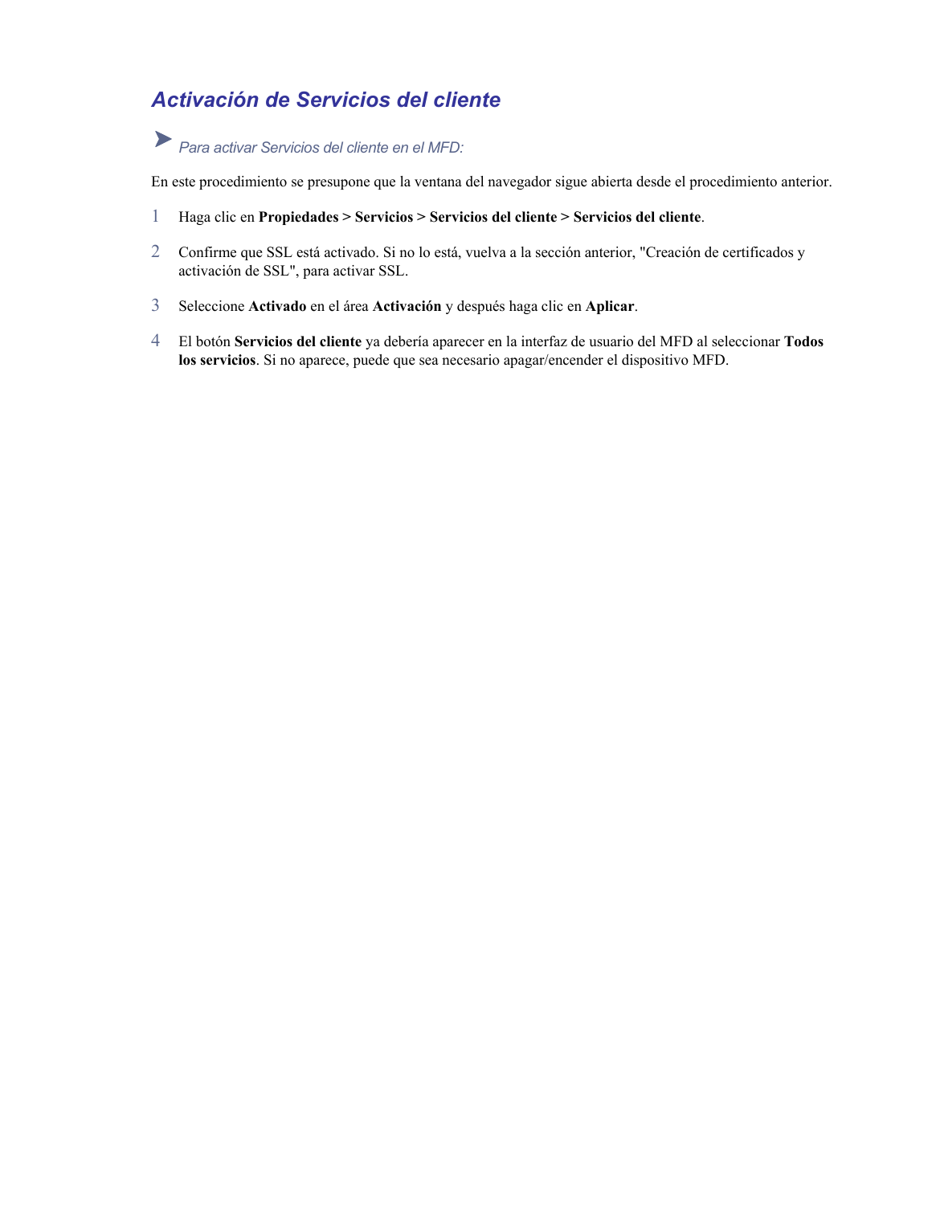## *Activación de Servicios del cliente*

➤ *Para activar Servicios del cliente en el MFD:*

En este procedimiento se presupone que la ventana del navegador sigue abierta desde el procedimiento anterior.

1. Haga clic en **Propiedades > Servicios > Servicios del cliente > Servicios del cliente**.
2. Confirme que SSL está activado. Si no lo está, vuelva a la sección anterior, "Creación de certificados y activación de SSL", para activar SSL.
3. Seleccione **Activado** en el área **Activación** y después haga clic en **Aplicar**.
4. El botón **Servicios del cliente** ya debería aparecer en la interfaz de usuario del MFD al seleccionar **Todos los servicios**. Si no aparece, puede que sea necesario apagar/encender el dispositivo MFD.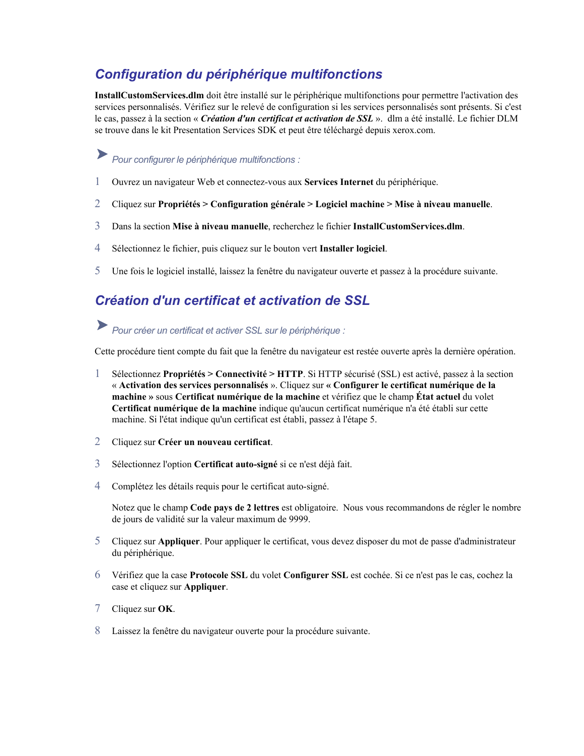## *Configuration du périphérique multifonctions*

**InstallCustomServices.dlm** doit être installé sur le périphérique multifonctions pour permettre l'activation des services personnalisés. Vérifiez sur le relevé de configuration si les services personnalisés sont présents. Si c'est le cas, passez à la section « ***Création d'un certificat et activation de SSL*** ».  dlm a été installé. Le fichier DLM se trouve dans le kit Presentation Services SDK et peut être téléchargé depuis xerox.com.

➤ *Pour configurer le périphérique multifonctions :*

1. Ouvrez un navigateur Web et connectez-vous aux **Services Internet** du périphérique.
2. Cliquez sur **Propriétés > Configuration générale > Logiciel machine > Mise à niveau manuelle**.
3. Dans la section **Mise à niveau manuelle**, recherchez le fichier **InstallCustomServices.dlm**.
4. Sélectionnez le fichier, puis cliquez sur le bouton vert **Installer logiciel**.
5. Une fois le logiciel installé, laissez la fenêtre du navigateur ouverte et passez à la procédure suivante.

## *Création d'un certificat et activation de SSL*

➤ *Pour créer un certificat et activer SSL sur le périphérique :*

Cette procédure tient compte du fait que la fenêtre du navigateur est restée ouverte après la dernière opération.

1. Sélectionnez **Propriétés > Connectivité > HTTP**. Si HTTP sécurisé (SSL) est activé, passez à la section « **Activation des services personnalisés** ». Cliquez sur **« Configurer le certificat numérique de la machine »** sous **Certificat numérique de la machine** et vérifiez que le champ **État actuel** du volet **Certificat numérique de la machine** indique qu'aucun certificat numérique n'a été établi sur cette machine. Si l'état indique qu'un certificat est établi, passez à l'étape 5.
2. Cliquez sur **Créer un nouveau certificat**.
3. Sélectionnez l'option **Certificat auto-signé** si ce n'est déjà fait.
4. Complétez les détails requis pour le certificat auto-signé.

   Notez que le champ **Code pays de 2 lettres** est obligatoire.  Nous vous recommandons de régler le nombre de jours de validité sur la valeur maximum de 9999.
5. Cliquez sur **Appliquer**. Pour appliquer le certificat, vous devez disposer du mot de passe d'administrateur du périphérique.
6. Vérifiez que la case **Protocole SSL** du volet **Configurer SSL** est cochée. Si ce n'est pas le cas, cochez la case et cliquez sur **Appliquer**.
7. Cliquez sur **OK**.
8. Laissez la fenêtre du navigateur ouverte pour la procédure suivante.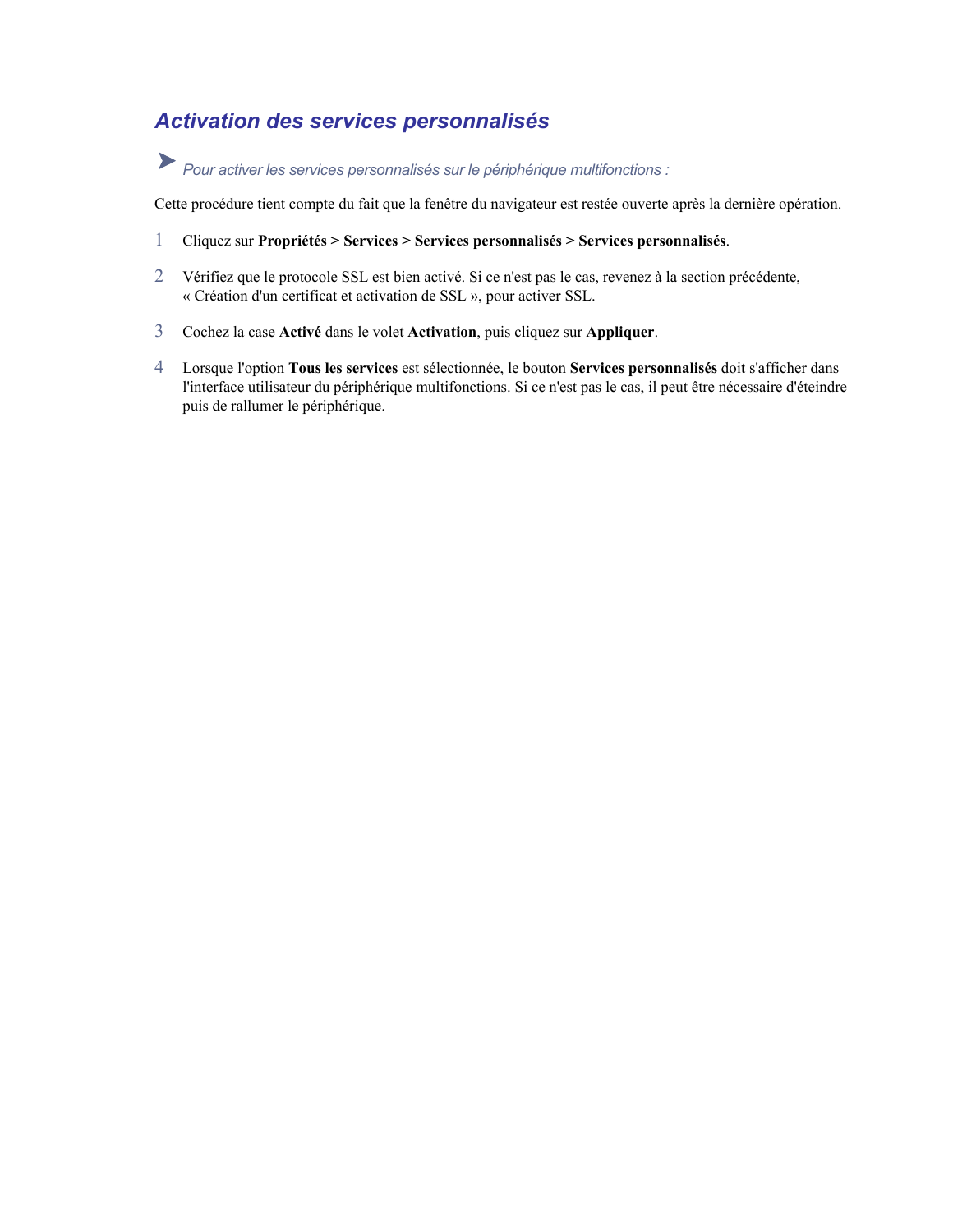## Activation des services personnalisés

➤ *Pour activer les services personnalisés sur le périphérique multifonctions :*

Cette procédure tient compte du fait que la fenêtre du navigateur est restée ouverte après la dernière opération.

1. Cliquez sur **Propriétés > Services > Services personnalisés > Services personnalisés**.
2. Vérifiez que le protocole SSL est bien activé. Si ce n'est pas le cas, revenez à la section précédente, « Création d'un certificat et activation de SSL », pour activer SSL.
3. Cochez la case **Activé** dans le volet **Activation**, puis cliquez sur **Appliquer**.
4. Lorsque l'option **Tous les services** est sélectionnée, le bouton **Services personnalisés** doit s'afficher dans l'interface utilisateur du périphérique multifonctions. Si ce n'est pas le cas, il peut être nécessaire d'éteindre puis de rallumer le périphérique.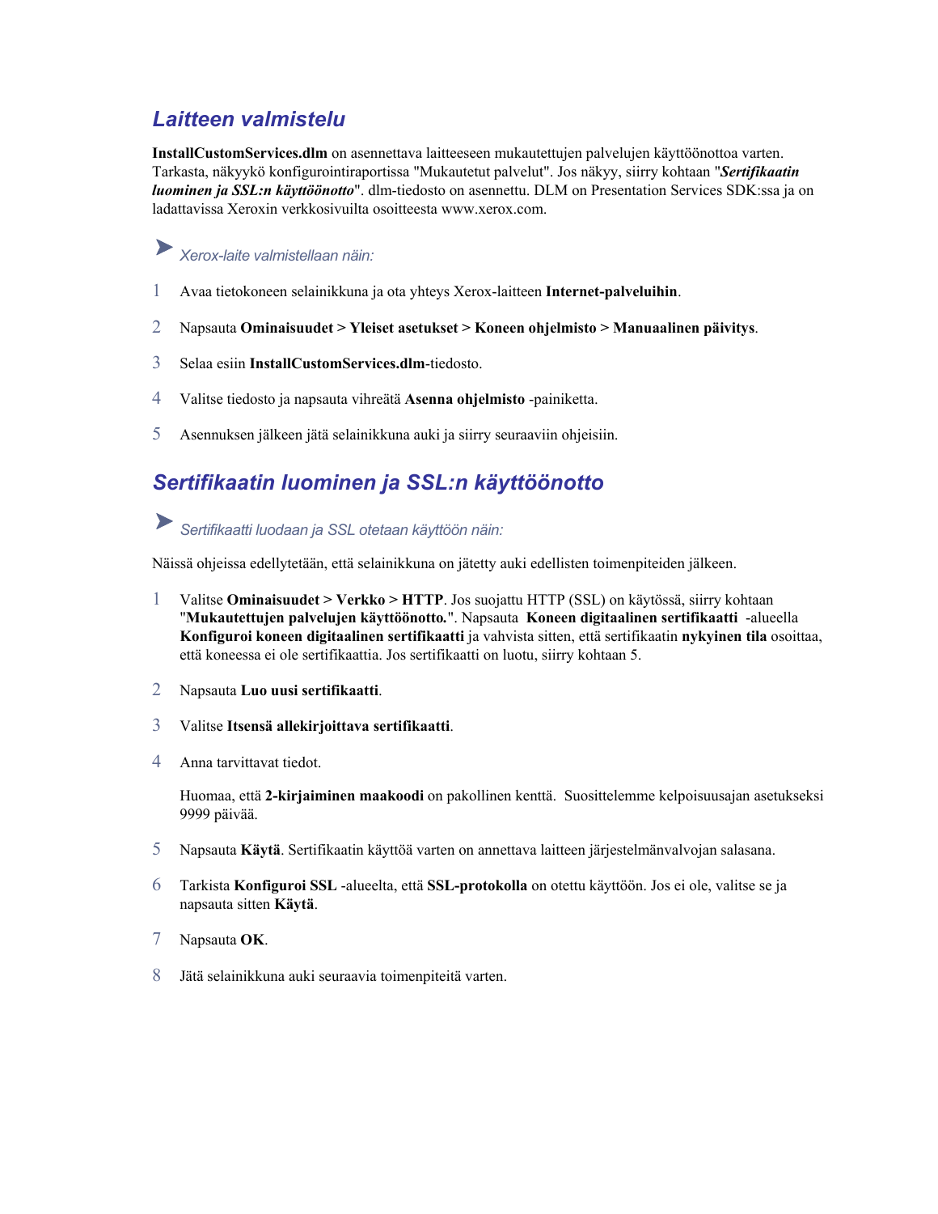## Laitteen valmistelu

**InstallCustomServices.dlm** on asennettava laitteeseen mukautettujen palvelujen käyttöönottoa varten. Tarkasta, näkyykö konfigurointiraportissa "Mukautetut palvelut". Jos näkyy, siirry kohtaan "***Sertifikaatin luominen ja SSL:n käyttöönotto***". dlm-tiedosto on asennettu. DLM on Presentation Services SDK:ssa ja on ladattavissa Xeroxin verkkosivuilta osoitteesta www.xerox.com.

➤ *Xerox-laite valmistellaan näin:*

1. Avaa tietokoneen selainikkuna ja ota yhteys Xerox-laitteen **Internet-palveluihin**.
2. Napsauta **Ominaisuudet > Yleiset asetukset > Koneen ohjelmisto > Manuaalinen päivitys**.
3. Selaa esiin **InstallCustomServices.dlm**-tiedosto.
4. Valitse tiedosto ja napsauta vihreätä **Asenna ohjelmisto** -painiketta.
5. Asennuksen jälkeen jätä selainikkuna auki ja siirry seuraaviin ohjeisiin.

## Sertifikaatin luominen ja SSL:n käyttöönotto

➤ *Sertifikaatti luodaan ja SSL otetaan käyttöön näin:*

Näissä ohjeissa edellytetään, että selainikkuna on jätetty auki edellisten toimenpiteiden jälkeen.

1. Valitse **Ominaisuudet > Verkko > HTTP**. Jos suojattu HTTP (SSL) on käytössä, siirry kohtaan "**Mukautettujen palvelujen käyttöönotto.**". Napsauta **Koneen digitaalinen sertifikaatti** -alueella **Konfiguroi koneen digitaalinen sertifikaatti** ja vahvista sitten, että sertifikaatin **nykyinen tila** osoittaa, että koneessa ei ole sertifikaattia. Jos sertifikaatti on luotu, siirry kohtaan 5.
2. Napsauta **Luo uusi sertifikaatti**.
3. Valitse **Itsensä allekirjoittava sertifikaatti**.
4. Anna tarvittavat tiedot.

   Huomaa, että **2-kirjaiminen maakoodi** on pakollinen kenttä. Suosittelemme kelpoisuusajan asetukseksi 9999 päivää.

5. Napsauta **Käytä**. Sertifikaatin käyttöä varten on annettava laitteen järjestelmänvalvojan salasana.
6. Tarkista **Konfiguroi SSL** -alueelta, että **SSL-protokolla** on otettu käyttöön. Jos ei ole, valitse se ja napsauta sitten **Käytä**.
7. Napsauta **OK**.
8. Jätä selainikkuna auki seuraavia toimenpiteitä varten.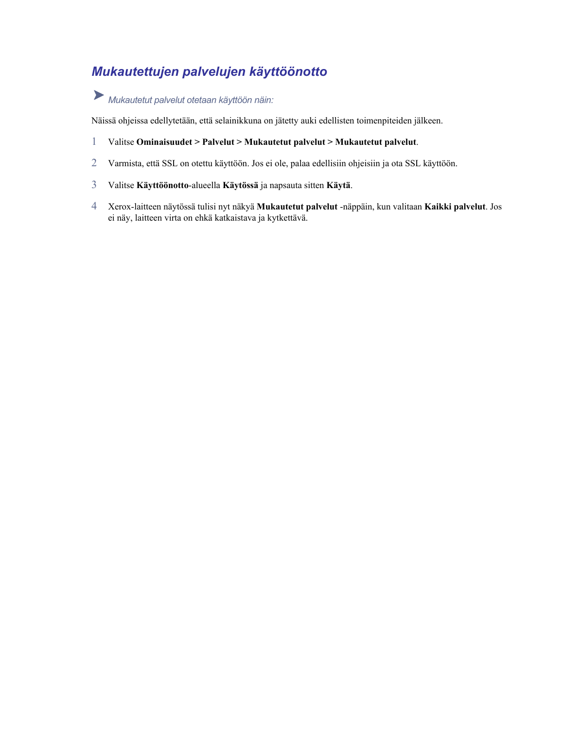## *Mukautettujen palvelujen käyttöönotto*

➤ *Mukautetut palvelut otetaan käyttöön näin:*

Näissä ohjeissa edellytetään, että selainikkuna on jätetty auki edellisten toimenpiteiden jälkeen.

1. Valitse **Ominaisuudet > Palvelut > Mukautetut palvelut > Mukautetut palvelut**.
2. Varmista, että SSL on otettu käyttöön. Jos ei ole, palaa edellisiin ohjeisiin ja ota SSL käyttöön.
3. Valitse **Käyttöönotto**-alueella **Käytössä** ja napsauta sitten **Käytä**.
4. Xerox-laitteen näytössä tulisi nyt näkyä **Mukautetut palvelut** -näppäin, kun valitaan **Kaikki palvelut**. Jos ei näy, laitteen virta on ehkä katkaistava ja kytkettävä.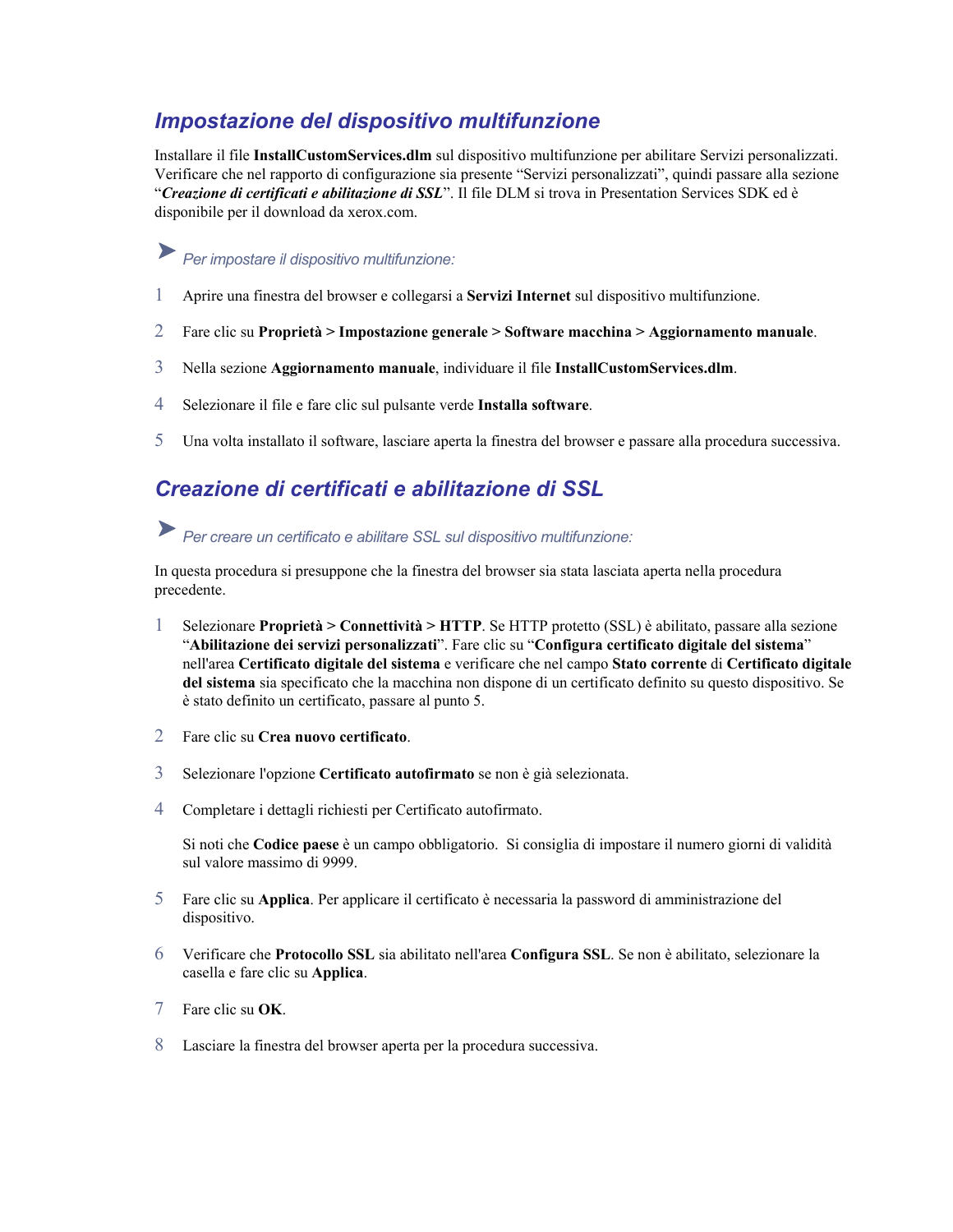## *Impostazione del dispositivo multifunzione*

Installare il file **InstallCustomServices.dlm** sul dispositivo multifunzione per abilitare Servizi personalizzati. Verificare che nel rapporto di configurazione sia presente "Servizi personalizzati", quindi passare alla sezione "***Creazione di certificati e abilitazione di SSL***". Il file DLM si trova in Presentation Services SDK ed è disponibile per il download da xerox.com.

➤ *Per impostare il dispositivo multifunzione:*

1. Aprire una finestra del browser e collegarsi a **Servizi Internet** sul dispositivo multifunzione.
2. Fare clic su **Proprietà > Impostazione generale > Software macchina > Aggiornamento manuale**.
3. Nella sezione **Aggiornamento manuale**, individuare il file **InstallCustomServices.dlm**.
4. Selezionare il file e fare clic sul pulsante verde **Installa software**.
5. Una volta installato il software, lasciare aperta la finestra del browser e passare alla procedura successiva.

## *Creazione di certificati e abilitazione di SSL*

➤ *Per creare un certificato e abilitare SSL sul dispositivo multifunzione:*

In questa procedura si presuppone che la finestra del browser sia stata lasciata aperta nella procedura precedente.

1. Selezionare **Proprietà > Connettività > HTTP**. Se HTTP protetto (SSL) è abilitato, passare alla sezione "**Abilitazione dei servizi personalizzati**". Fare clic su "**Configura certificato digitale del sistema**" nell'area **Certificato digitale del sistema** e verificare che nel campo **Stato corrente** di **Certificato digitale del sistema** sia specificato che la macchina non dispone di un certificato definito su questo dispositivo. Se è stato definito un certificato, passare al punto 5.
2. Fare clic su **Crea nuovo certificato**.
3. Selezionare l'opzione **Certificato autofirmato** se non è già selezionata.
4. Completare i dettagli richiesti per Certificato autofirmato.

   Si noti che **Codice paese** è un campo obbligatorio. Si consiglia di impostare il numero giorni di validità sul valore massimo di 9999.
5. Fare clic su **Applica**. Per applicare il certificato è necessaria la password di amministrazione del dispositivo.
6. Verificare che **Protocollo SSL** sia abilitato nell'area **Configura SSL**. Se non è abilitato, selezionare la casella e fare clic su **Applica**.
7. Fare clic su **OK**.
8. Lasciare la finestra del browser aperta per la procedura successiva.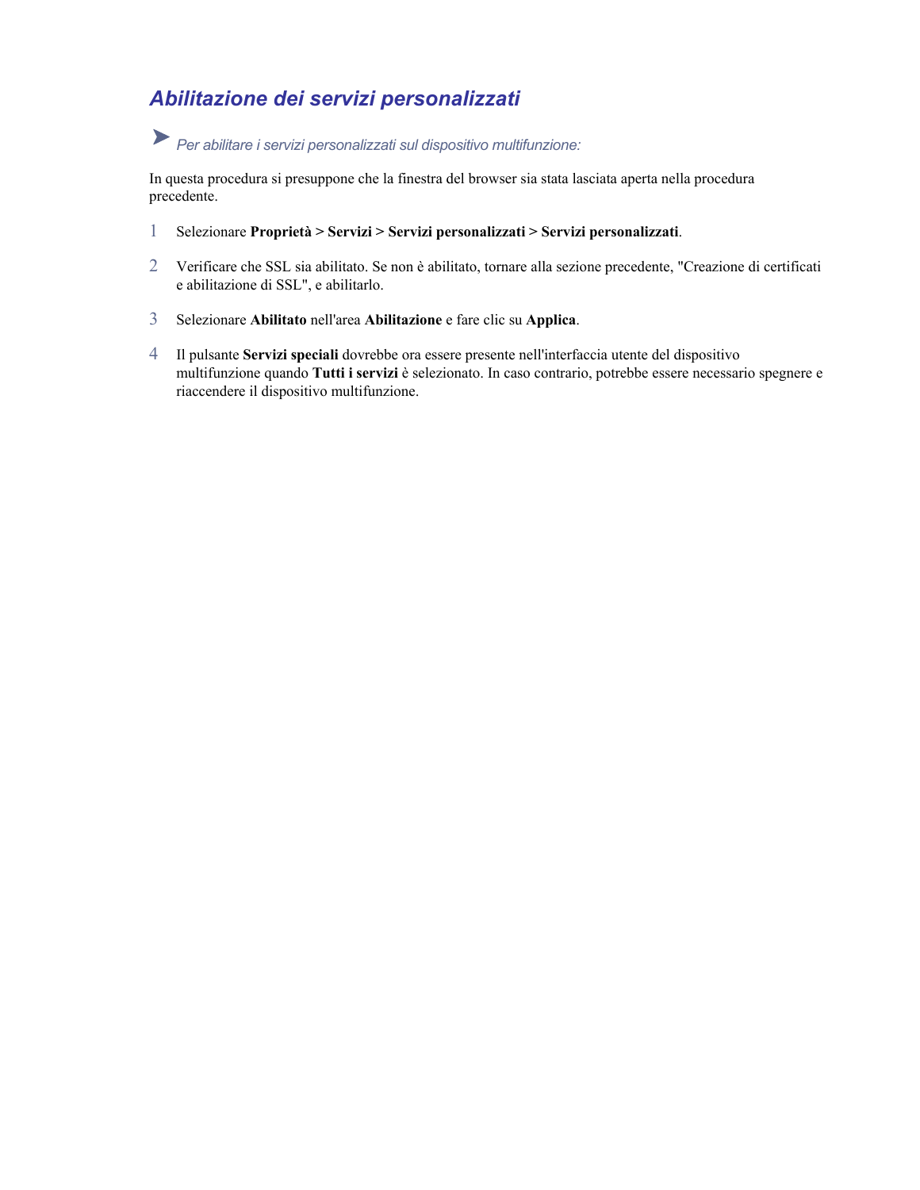## *Abilitazione dei servizi personalizzati*

➤ *Per abilitare i servizi personalizzati sul dispositivo multifunzione:*

In questa procedura si presuppone che la finestra del browser sia stata lasciata aperta nella procedura precedente.

1. Selezionare **Proprietà > Servizi > Servizi personalizzati > Servizi personalizzati**.
2. Verificare che SSL sia abilitato. Se non è abilitato, tornare alla sezione precedente, "Creazione di certificati e abilitazione di SSL", e abilitarlo.
3. Selezionare **Abilitato** nell'area **Abilitazione** e fare clic su **Applica**.
4. Il pulsante **Servizi speciali** dovrebbe ora essere presente nell'interfaccia utente del dispositivo multifunzione quando **Tutti i servizi** è selezionato. In caso contrario, potrebbe essere necessario spegnere e riaccendere il dispositivo multifunzione.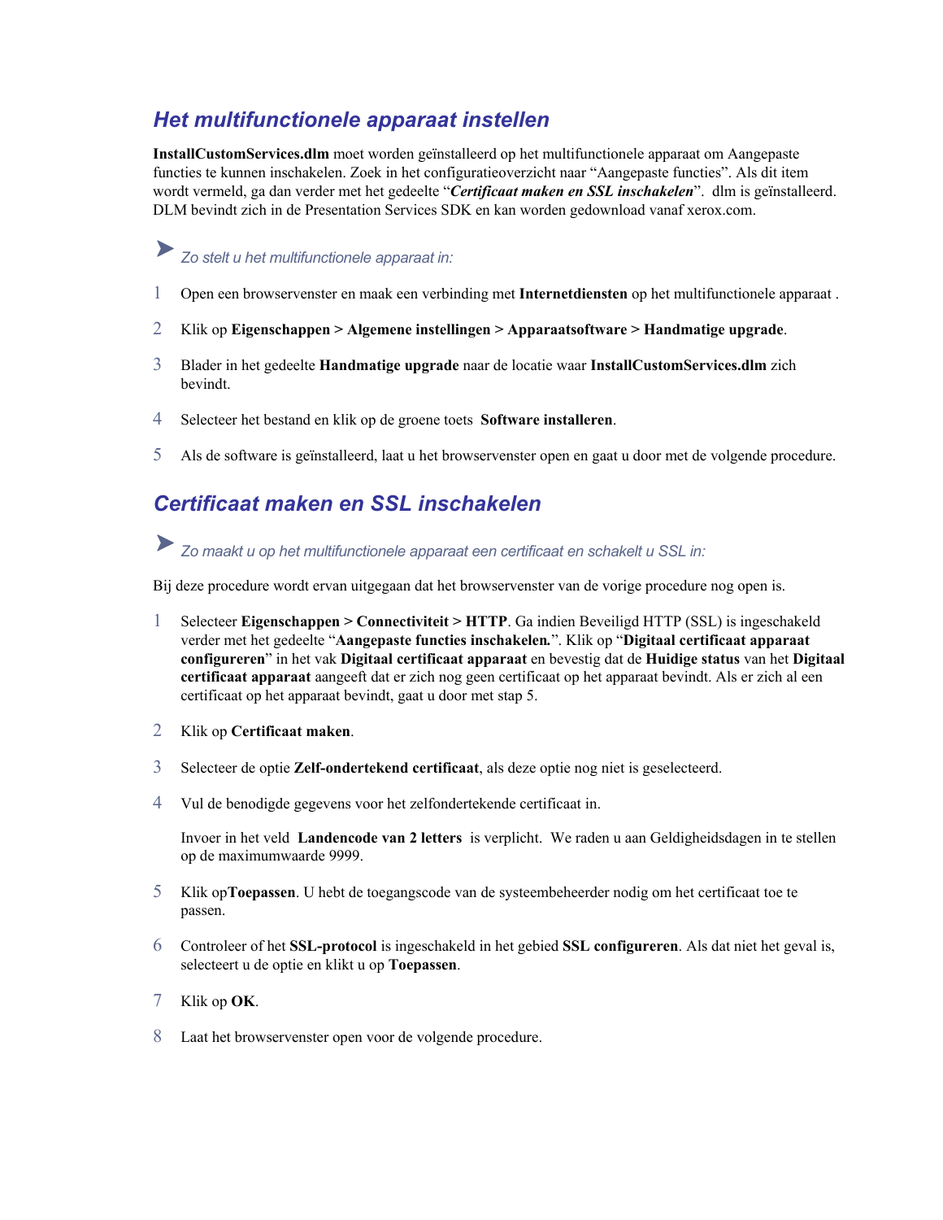## *Het multifunctionele apparaat instellen*

**InstallCustomServices.dlm** moet worden geïnstalleerd op het multifunctionele apparaat om Aangepaste functies te kunnen inschakelen. Zoek in het configuratieoverzicht naar "Aangepaste functies". Als dit item wordt vermeld, ga dan verder met het gedeelte "***Certificaat maken en SSL inschakelen***". dlm is geïnstalleerd. DLM bevindt zich in de Presentation Services SDK en kan worden gedownload vanaf xerox.com.

➤ *Zo stelt u het multifunctionele apparaat in:*

1. Open een browservenster en maak een verbinding met **Internetdiensten** op het multifunctionele apparaat .
2. Klik op **Eigenschappen > Algemene instellingen > Apparaatsoftware > Handmatige upgrade**.
3. Blader in het gedeelte **Handmatige upgrade** naar de locatie waar **InstallCustomServices.dlm** zich bevindt.
4. Selecteer het bestand en klik op de groene toets **Software installeren**.
5. Als de software is geïnstalleerd, laat u het browservenster open en gaat u door met de volgende procedure.

## *Certificaat maken en SSL inschakelen*

➤ *Zo maakt u op het multifunctionele apparaat een certificaat en schakelt u SSL in:*

Bij deze procedure wordt ervan uitgegaan dat het browservenster van de vorige procedure nog open is.

1. Selecteer **Eigenschappen > Connectiviteit > HTTP**. Ga indien Beveiligd HTTP (SSL) is ingeschakeld verder met het gedeelte "**Aangepaste functies inschakelen.**". Klik op "**Digitaal certificaat apparaat configureren**" in het vak **Digitaal certificaat apparaat** en bevestig dat de **Huidige status** van het **Digitaal certificaat apparaat** aangeeft dat er zich nog geen certificaat op het apparaat bevindt. Als er zich al een certificaat op het apparaat bevindt, gaat u door met stap 5.
2. Klik op **Certificaat maken**.
3. Selecteer de optie **Zelf-ondertekend certificaat**, als deze optie nog niet is geselecteerd.
4. Vul de benodigde gegevens voor het zelfondertekende certificaat in.

   Invoer in het veld **Landencode van 2 letters** is verplicht. We raden u aan Geldigheidsdagen in te stellen op de maximumwaarde 9999.
5. Klik op**Toepassen**. U hebt de toegangscode van de systeembeheerder nodig om het certificaat toe te passen.
6. Controleer of het **SSL-protocol** is ingeschakeld in het gebied **SSL configureren**. Als dat niet het geval is, selecteert u de optie en klikt u op **Toepassen**.
7. Klik op **OK**.
8. Laat het browservenster open voor de volgende procedure.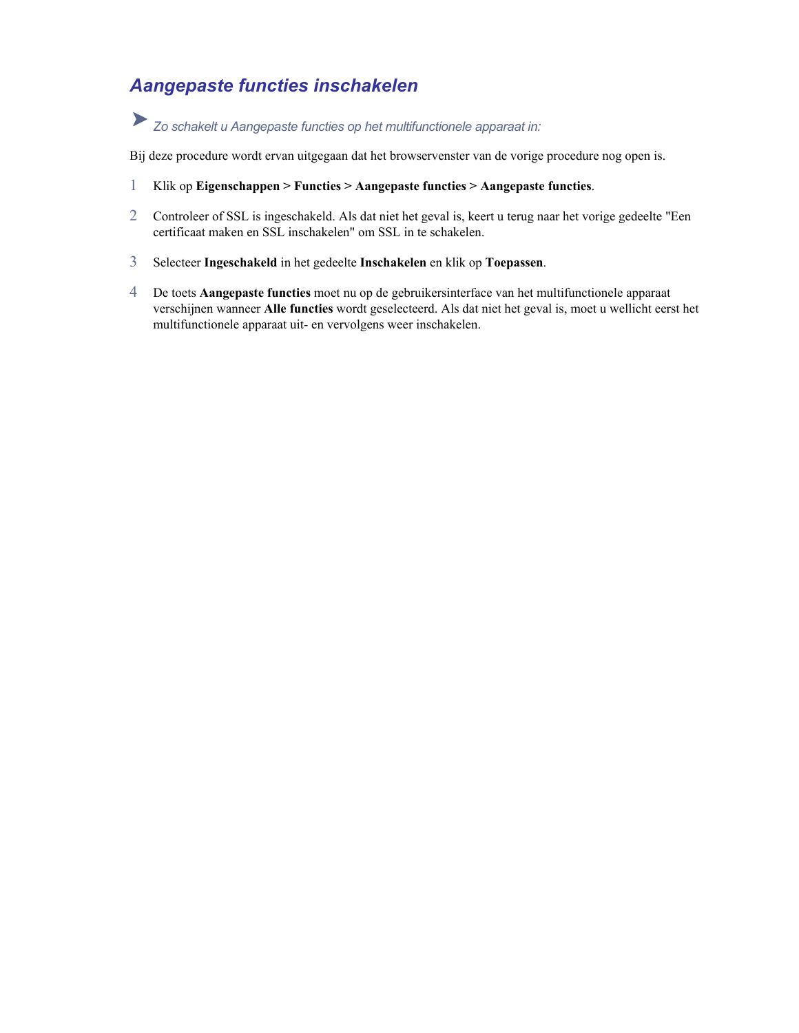## *Aangepaste functies inschakelen*

➤ *Zo schakelt u Aangepaste functies op het multifunctionele apparaat in:*

Bij deze procedure wordt ervan uitgegaan dat het browservenster van de vorige procedure nog open is.

1. Klik op **Eigenschappen > Functies > Aangepaste functies > Aangepaste functies**.
2. Controleer of SSL is ingeschakeld. Als dat niet het geval is, keert u terug naar het vorige gedeelte "Een certificaat maken en SSL inschakelen" om SSL in te schakelen.
3. Selecteer **Ingeschakeld** in het gedeelte **Inschakelen** en klik op **Toepassen**.
4. De toets **Aangepaste functies** moet nu op de gebruikersinterface van het multifunctionele apparaat verschijnen wanneer **Alle functies** wordt geselecteerd. Als dat niet het geval is, moet u wellicht eerst het multifunctionele apparaat uit- en vervolgens weer inschakelen.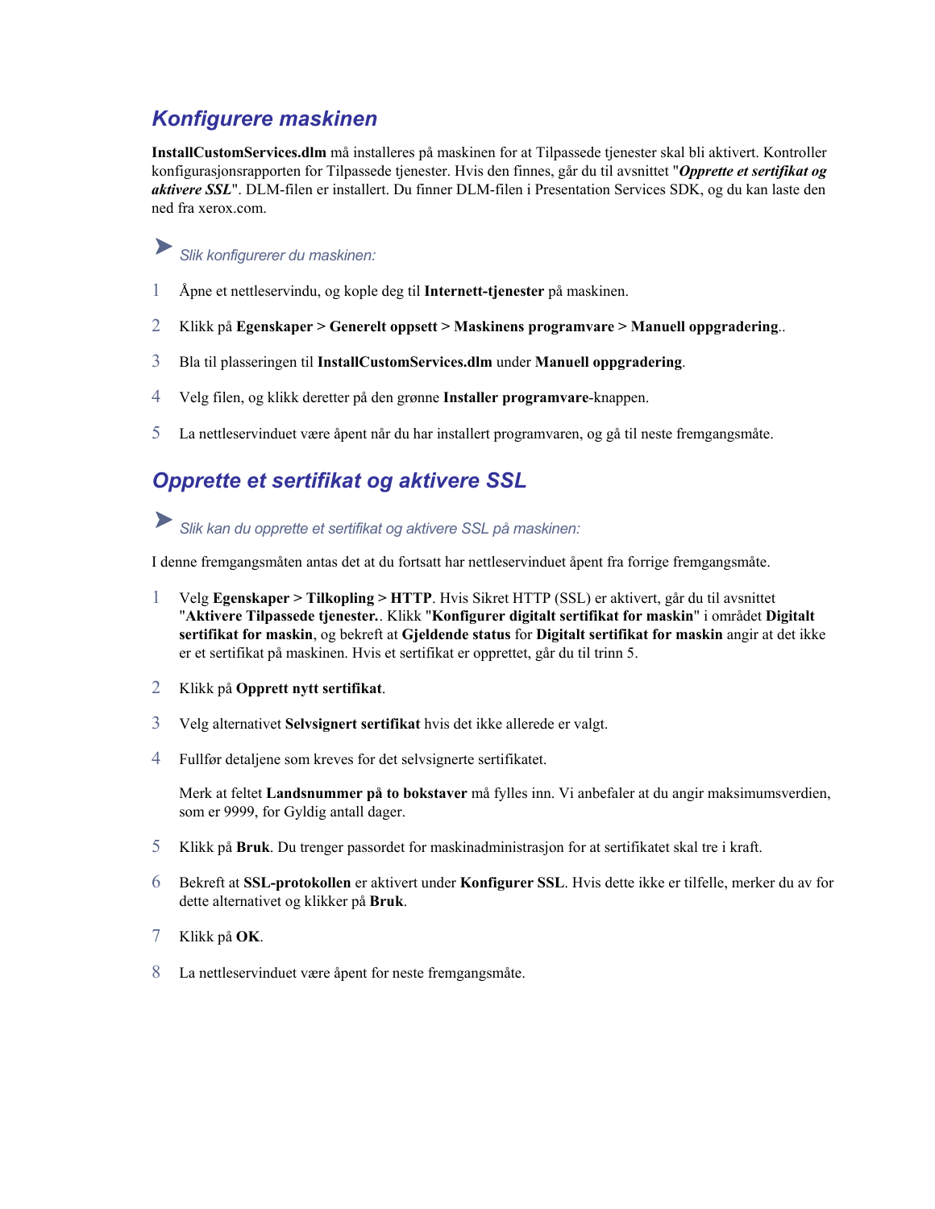## *Konfigurere maskinen*

**InstallCustomServices.dlm** må installeres på maskinen for at Tilpassede tjenester skal bli aktivert. Kontroller konfigurasjonsrapporten for Tilpassede tjenester. Hvis den finnes, går du til avsnittet "***Opprette et sertifikat og aktivere SSL***". DLM-filen er installert. Du finner DLM-filen i Presentation Services SDK, og du kan laste den ned fra xerox.com.

➤ *Slik konfigurerer du maskinen:*

1. Åpne et nettleservindu, og kople deg til **Internett-tjenester** på maskinen.
2. Klikk på **Egenskaper > Generelt oppsett > Maskinens programvare > Manuell oppgradering**..
3. Bla til plasseringen til **InstallCustomServices.dlm** under **Manuell oppgradering**.
4. Velg filen, og klikk deretter på den grønne **Installer programvare**-knappen.
5. La nettleservinduet være åpent når du har installert programvaren, og gå til neste fremgangsmåte.

## *Opprette et sertifikat og aktivere SSL*

➤ *Slik kan du opprette et sertifikat og aktivere SSL på maskinen:*

I denne fremgangsmåten antas det at du fortsatt har nettleservinduet åpent fra forrige fremgangsmåte.

1. Velg **Egenskaper > Tilkopling > HTTP**. Hvis Sikret HTTP (SSL) er aktivert, går du til avsnittet "**Aktivere Tilpassede tjenester.**. Klikk "**Konfigurer digitalt sertifikat for maskin**" i området **Digitalt sertifikat for maskin**, og bekreft at **Gjeldende status** for **Digitalt sertifikat for maskin** angir at det ikke er et sertifikat på maskinen. Hvis et sertifikat er opprettet, går du til trinn 5.
2. Klikk på **Opprett nytt sertifikat**.
3. Velg alternativet **Selvsignert sertifikat** hvis det ikke allerede er valgt.
4. Fullfør detaljene som kreves for det selvsignerte sertifikatet.

   Merk at feltet **Landsnummer på to bokstaver** må fylles inn. Vi anbefaler at du angir maksimumsverdien, som er 9999, for Gyldig antall dager.
5. Klikk på **Bruk**. Du trenger passordet for maskinadministrasjon for at sertifikatet skal tre i kraft.
6. Bekreft at **SSL-protokollen** er aktivert under **Konfigurer SSL**. Hvis dette ikke er tilfelle, merker du av for dette alternativet og klikker på **Bruk**.
7. Klikk på **OK**.
8. La nettleservinduet være åpent for neste fremgangsmåte.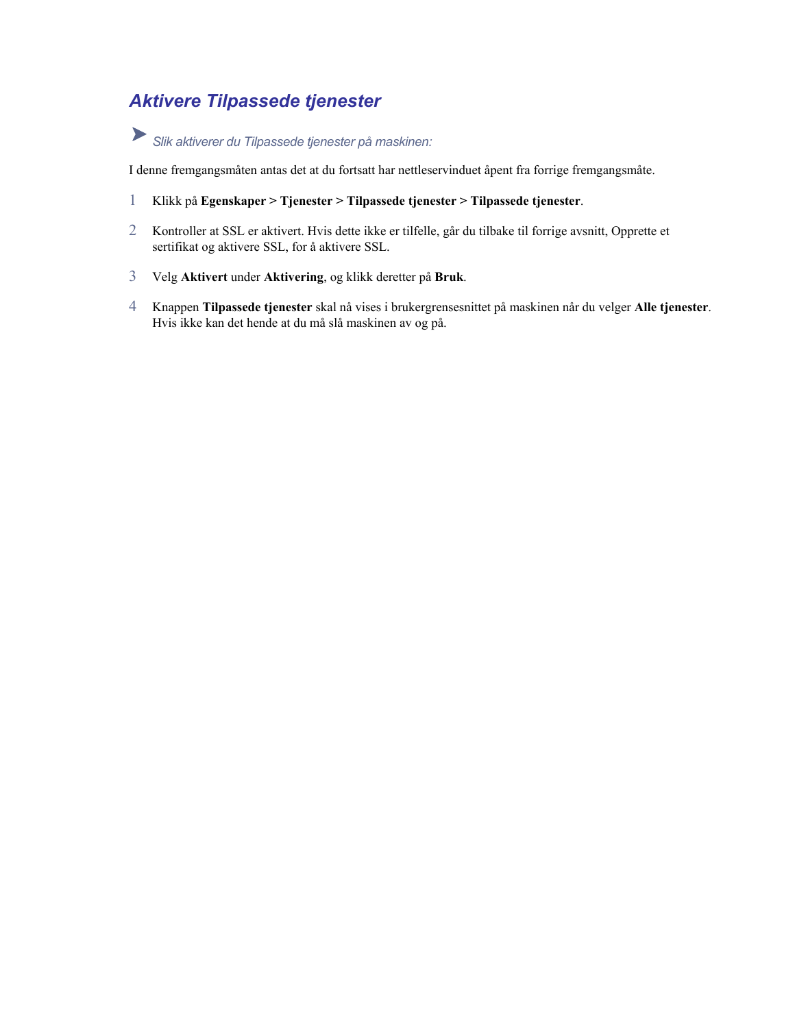## *Aktivere Tilpassede tjenester*

➤ *Slik aktiverer du Tilpassede tjenester på maskinen:*

I denne fremgangsmåten antas det at du fortsatt har nettleservinduet åpent fra forrige fremgangsmåte.

1. Klikk på **Egenskaper > Tjenester > Tilpassede tjenester > Tilpassede tjenester**.
2. Kontroller at SSL er aktivert. Hvis dette ikke er tilfelle, går du tilbake til forrige avsnitt, Opprette et sertifikat og aktivere SSL, for å aktivere SSL.
3. Velg **Aktivert** under **Aktivering**, og klikk deretter på **Bruk**.
4. Knappen **Tilpassede tjenester** skal nå vises i brukergrensesnittet på maskinen når du velger **Alle tjenester**. Hvis ikke kan det hende at du må slå maskinen av og på.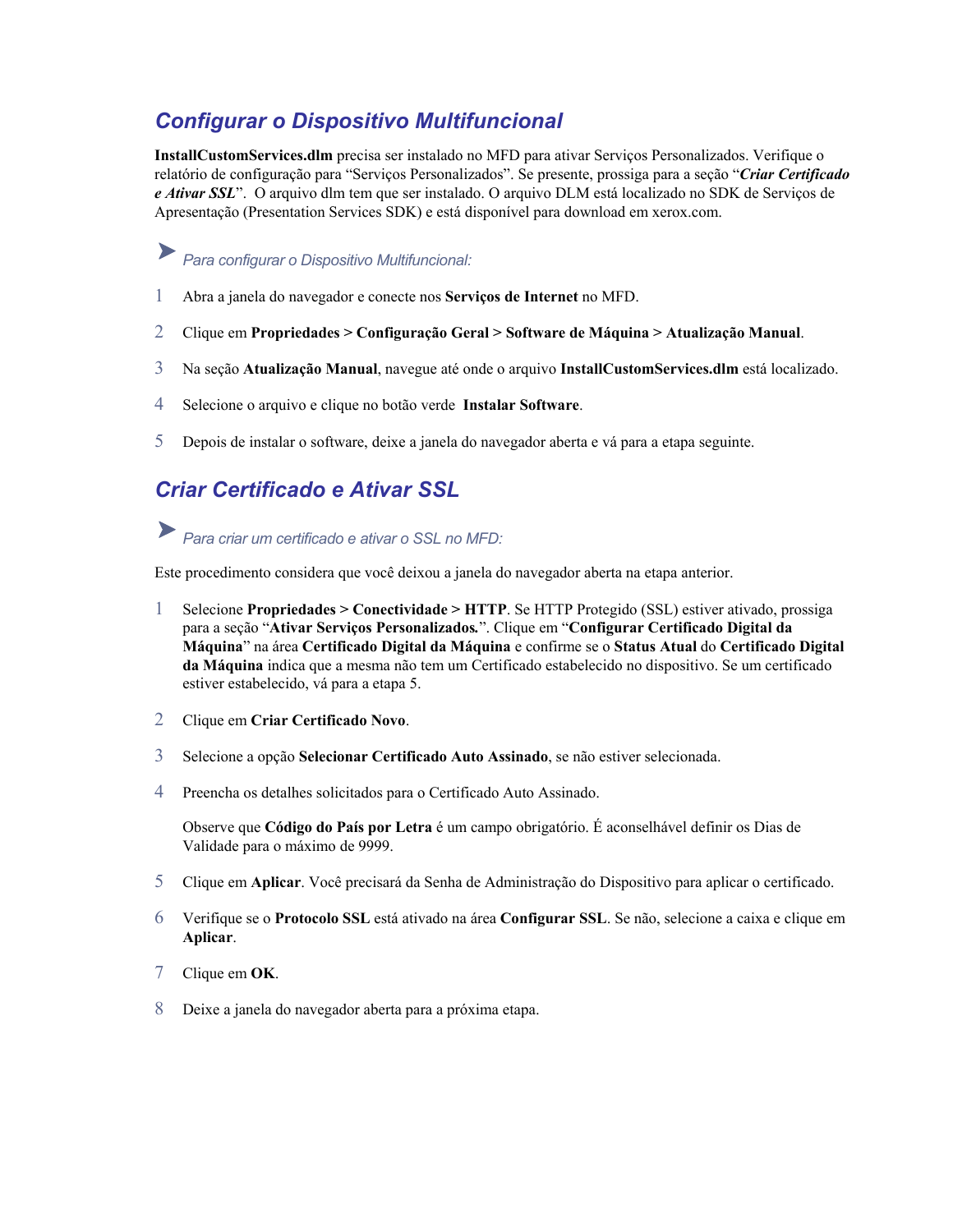## *Configurar o Dispositivo Multifuncional*

**InstallCustomServices.dlm** precisa ser instalado no MFD para ativar Serviços Personalizados. Verifique o relatório de configuração para "Serviços Personalizados". Se presente, prossiga para a seção "***Criar Certificado e Ativar SSL***". O arquivo dlm tem que ser instalado. O arquivo DLM está localizado no SDK de Serviços de Apresentação (Presentation Services SDK) e está disponível para download em xerox.com.

➤ *Para configurar o Dispositivo Multifuncional:*

1. Abra a janela do navegador e conecte nos **Serviços de Internet** no MFD.
2. Clique em **Propriedades > Configuração Geral > Software de Máquina > Atualização Manual**.
3. Na seção **Atualização Manual**, navegue até onde o arquivo **InstallCustomServices.dlm** está localizado.
4. Selecione o arquivo e clique no botão verde **Instalar Software**.
5. Depois de instalar o software, deixe a janela do navegador aberta e vá para a etapa seguinte.

## *Criar Certificado e Ativar SSL*

➤ *Para criar um certificado e ativar o SSL no MFD:*

Este procedimento considera que você deixou a janela do navegador aberta na etapa anterior.

1. Selecione **Propriedades > Conectividade > HTTP**. Se HTTP Protegido (SSL) estiver ativado, prossiga para a seção "**Ativar Serviços Personalizados.**". Clique em "**Configurar Certificado Digital da Máquina**" na área **Certificado Digital da Máquina** e confirme se o **Status Atual** do **Certificado Digital da Máquina** indica que a mesma não tem um Certificado estabelecido no dispositivo. Se um certificado estiver estabelecido, vá para a etapa 5.
2. Clique em **Criar Certificado Novo**.
3. Selecione a opção **Selecionar Certificado Auto Assinado**, se não estiver selecionada.
4. Preencha os detalhes solicitados para o Certificado Auto Assinado.

   Observe que **Código do País por Letra** é um campo obrigatório. É aconselhável definir os Dias de Validade para o máximo de 9999.
5. Clique em **Aplicar**. Você precisará da Senha de Administração do Dispositivo para aplicar o certificado.
6. Verifique se o **Protocolo SSL** está ativado na área **Configurar SSL**. Se não, selecione a caixa e clique em **Aplicar**.
7. Clique em **OK**.
8. Deixe a janela do navegador aberta para a próxima etapa.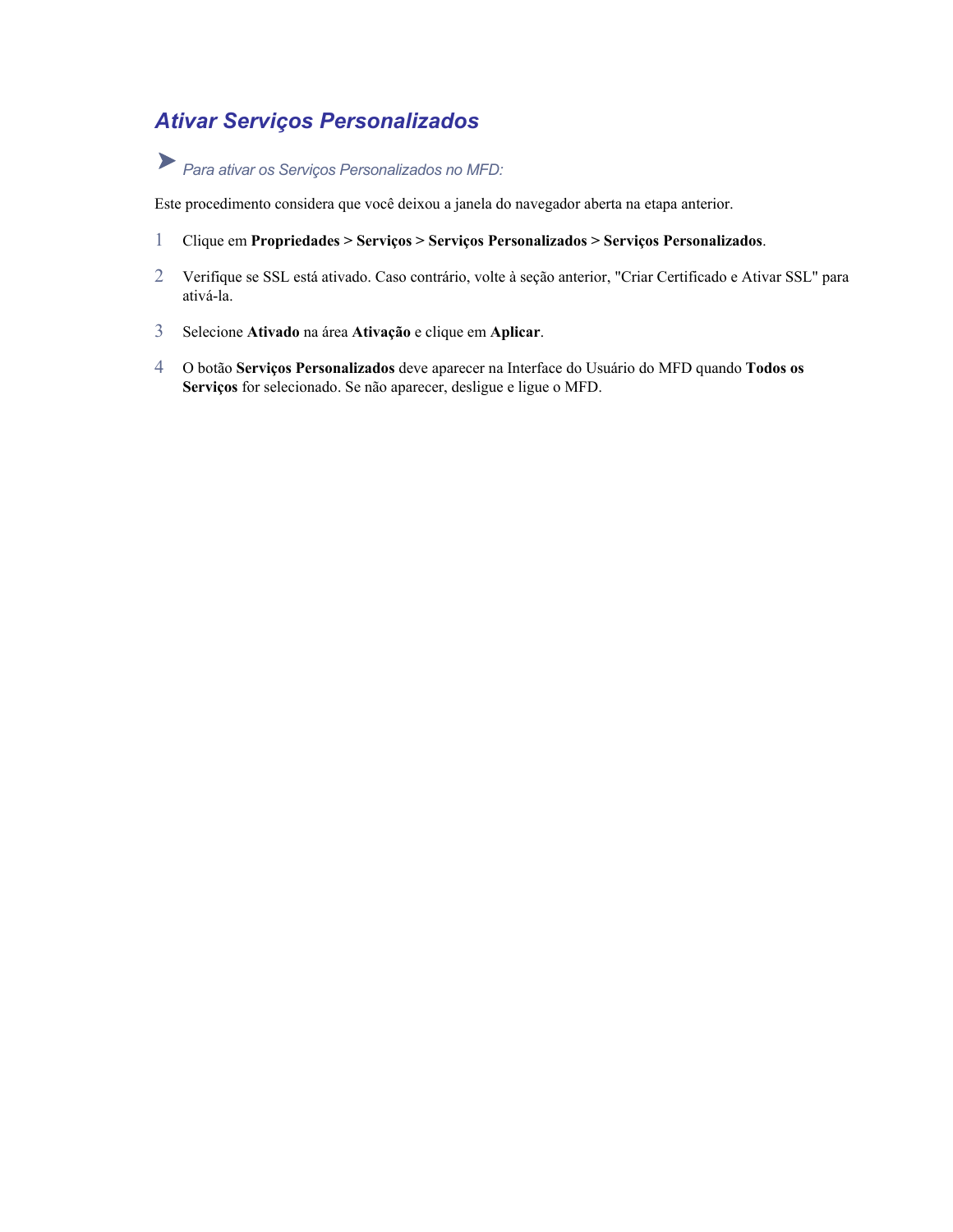## *Ativar Serviços Personalizados*

➤ *Para ativar os Serviços Personalizados no MFD:*

Este procedimento considera que você deixou a janela do navegador aberta na etapa anterior.

1. Clique em **Propriedades > Serviços > Serviços Personalizados > Serviços Personalizados**.
2. Verifique se SSL está ativado. Caso contrário, volte à seção anterior, "Criar Certificado e Ativar SSL" para ativá-la.
3. Selecione **Ativado** na área **Ativação** e clique em **Aplicar**.
4. O botão **Serviços Personalizados** deve aparecer na Interface do Usuário do MFD quando **Todos os Serviços** for selecionado. Se não aparecer, desligue e ligue o MFD.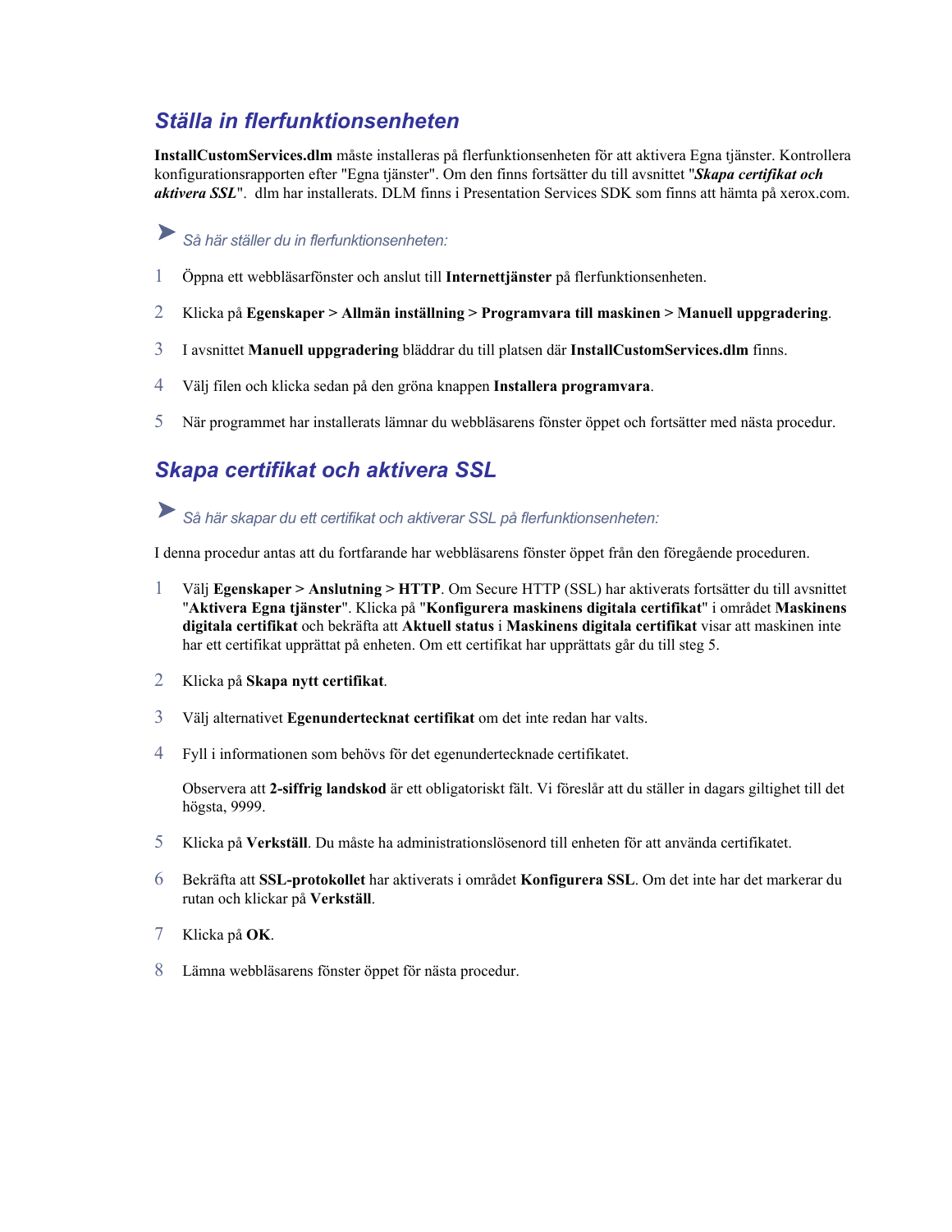## Ställa in flerfunktionsenheten

**InstallCustomServices.dlm** måste installeras på flerfunktionsenheten för att aktivera Egna tjänster. Kontrollera konfigurationsrapporten efter "Egna tjänster". Om den finns fortsätter du till avsnittet "***Skapa certifikat och aktivera SSL***". dlm har installerats. DLM finns i Presentation Services SDK som finns att hämta på xerox.com.

➤ *Så här ställer du in flerfunktionsenheten:*

1. Öppna ett webbläsarfönster och anslut till **Internettjänster** på flerfunktionsenheten.
2. Klicka på **Egenskaper > Allmän inställning > Programvara till maskinen > Manuell uppgradering**.
3. I avsnittet **Manuell uppgradering** bläddrar du till platsen där **InstallCustomServices.dlm** finns.
4. Välj filen och klicka sedan på den gröna knappen **Installera programvara**.
5. När programmet har installerats lämnar du webbläsarens fönster öppet och fortsätter med nästa procedur.

## Skapa certifikat och aktivera SSL

➤ *Så här skapar du ett certifikat och aktiverar SSL på flerfunktionsenheten:*

I denna procedur antas att du fortfarande har webbläsarens fönster öppet från den föregående proceduren.

1. Välj **Egenskaper > Anslutning > HTTP**. Om Secure HTTP (SSL) har aktiverats fortsätter du till avsnittet "**Aktivera Egna tjänster**". Klicka på "**Konfigurera maskinens digitala certifikat**" i området **Maskinens digitala certifikat** och bekräfta att **Aktuell status** i **Maskinens digitala certifikat** visar att maskinen inte har ett certifikat upprättat på enheten. Om ett certifikat har upprättats går du till steg 5.
2. Klicka på **Skapa nytt certifikat**.
3. Välj alternativet **Egenundertecknat certifikat** om det inte redan har valts.
4. Fyll i informationen som behövs för det egenundertecknade certifikatet.

   Observera att **2-siffrig landskod** är ett obligatoriskt fält. Vi föreslår att du ställer in dagars giltighet till det högsta, 9999.
5. Klicka på **Verkställ**. Du måste ha administrationslösenord till enheten för att använda certifikatet.
6. Bekräfta att **SSL-protokollet** har aktiverats i området **Konfigurera SSL**. Om det inte har det markerar du rutan och klickar på **Verkställ**.
7. Klicka på **OK**.
8. Lämna webbläsarens fönster öppet för nästa procedur.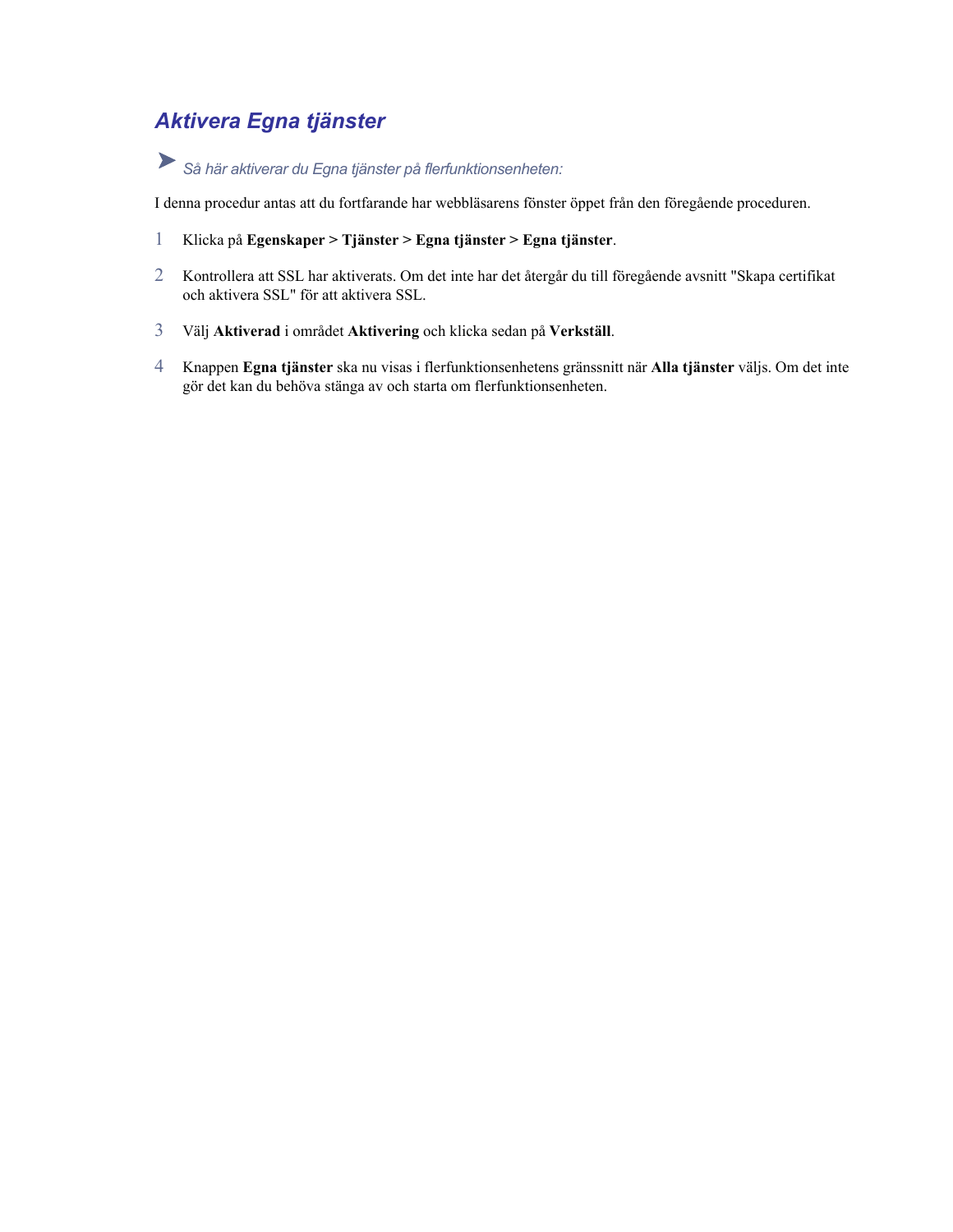## Aktivera Egna tjänster

➤ *Så här aktiverar du Egna tjänster på flerfunktionsenheten:*

I denna procedur antas att du fortfarande har webbläsarens fönster öppet från den föregående proceduren.

1. Klicka på **Egenskaper > Tjänster > Egna tjänster > Egna tjänster**.
2. Kontrollera att SSL har aktiverats. Om det inte har det återgår du till föregående avsnitt "Skapa certifikat och aktivera SSL" för att aktivera SSL.
3. Välj **Aktiverad** i området **Aktivering** och klicka sedan på **Verkställ**.
4. Knappen **Egna tjänster** ska nu visas i flerfunktionsenhetens gränssnitt när **Alla tjänster** väljs. Om det inte gör det kan du behöva stänga av och starta om flerfunktionsenheten.